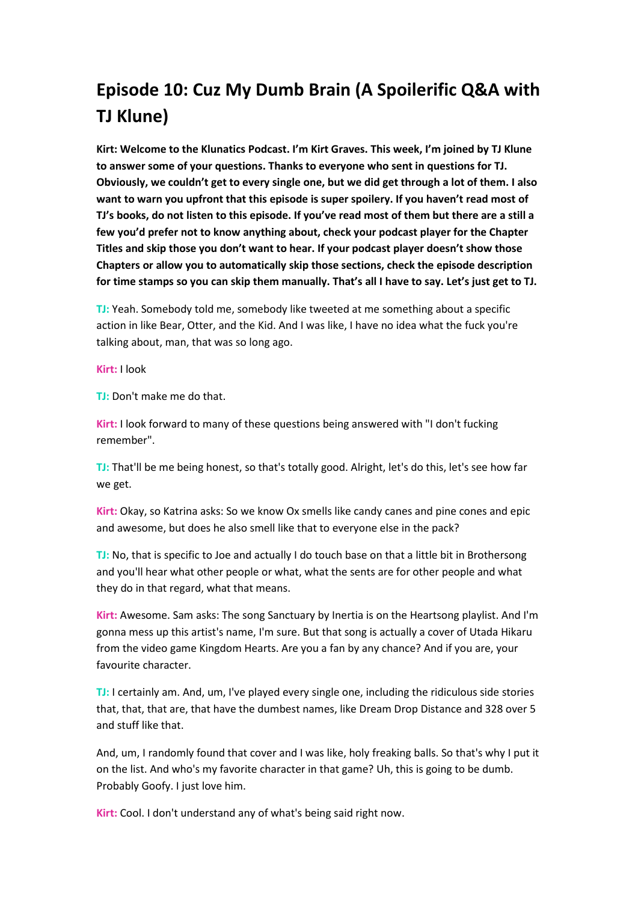# Episode 10: Cuz My Dumb Brain (A Spoilerific Q&A with TJ Klune)

**Kirt: Welcome to the Klunatics Podcast. I'm Kirt Graves. This week, I'm joined by TJ Klune to answer some of your questions. Thanks to everyone who sent in questions for TJ. Obviously, we couldn't get to every single one, but we did get through a lot of them. I also want to warn you upfront that this episode is super spoilery. If you haven't read most of TJ's books, do not listen to this episode. If you've read most of them but there are a still a few you'd prefer not to know anything about, check your podcast player for the Chapter Titles and skip those you don't want to hear. If your podcast player doesn't show those Chapters or allow you to automatically skip those sections, check the episode description for time stamps so you can skip them manually. That's all I have to say. Let's just get to TJ.**

**TJ:** Yeah. Somebody told me, somebody like tweeted at me something about a specific action in like Bear, Otter, and the Kid. And I was like, I have no idea what the fuck you're talking about, man, that was so long ago.

**Kirt:** I look

**TJ:** Don't make me do that.

**Kirt:** I look forward to many of these questions being answered with "I don't fucking remember".

**TJ:** That'll be me being honest, so that's totally good. Alright, let's do this, let's see how far we get.

**Kirt:** Okay, so Katrina asks: So we know Ox smells like candy canes and pine cones and epic and awesome, but does he also smell like that to everyone else in the pack?

**TJ:** No, that is specific to Joe and actually I do touch base on that a little bit in Brothersong and you'll hear what other people or what, what the sents are for other people and what they do in that regard, what that means.

**Kirt:** Awesome. Sam asks: The song Sanctuary by Inertia is on the Heartsong playlist. And I'm gonna mess up this artist's name, I'm sure. But that song is actually a cover of Utada Hikaru from the video game Kingdom Hearts. Are you a fan by any chance? And if you are, your favourite character.

**TJ:** I certainly am. And, um, I've played every single one, including the ridiculous side stories that, that, that are, that have the dumbest names, like Dream Drop Distance and 328 over 5 and stuff like that.

And, um, I randomly found that cover and I was like, holy freaking balls. So that's why I put it on the list. And who's my favorite character in that game? Uh, this is going to be dumb. Probably Goofy. I just love him.

**Kirt:** Cool. I don't understand any of what's being said right now.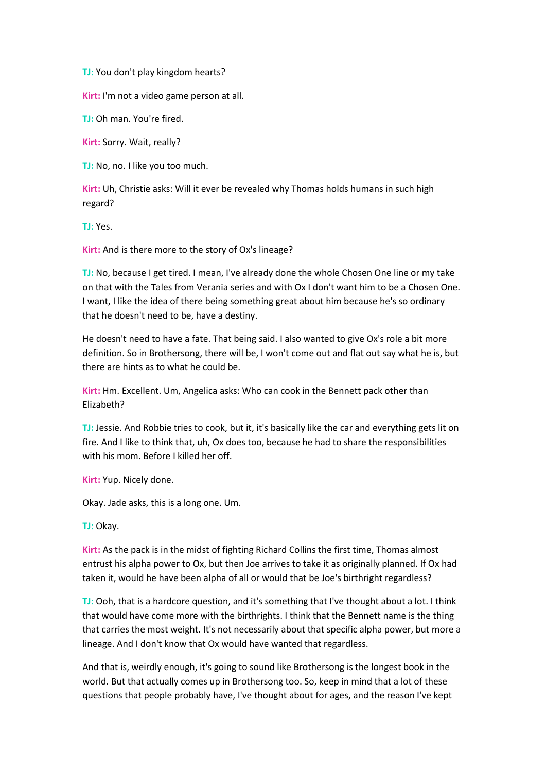**TJ:** You don't play kingdom hearts?

**Kirt:** I'm not a video game person at all.

**TJ:** Oh man. You're fired.

**Kirt:** Sorry. Wait, really?

**TJ:** No, no. I like you too much.

**Kirt:** Uh, Christie asks: Will it ever be revealed why Thomas holds humans in such high regard?

**TJ:** Yes.

**Kirt:** And is there more to the story of Ox's lineage?

**TJ:** No, because I get tired. I mean, I've already done the whole Chosen One line or my take on that with the Tales from Verania series and with Ox I don't want him to be a Chosen One. I want, I like the idea of there being something great about him because he's so ordinary that he doesn't need to be, have a destiny.

He doesn't need to have a fate. That being said. I also wanted to give Ox's role a bit more definition. So in Brothersong, there will be, I won't come out and flat out say what he is, but there are hints as to what he could be.

**Kirt:** Hm. Excellent. Um, Angelica asks: Who can cook in the Bennett pack other than Elizabeth?

**TJ:** Jessie. And Robbie tries to cook, but it, it's basically like the car and everything gets lit on fire. And I like to think that, uh, Ox does too, because he had to share the responsibilities with his mom. Before I killed her off.

**Kirt:** Yup. Nicely done.

Okay. Jade asks, this is a long one. Um.

**TJ:** Okay.

**Kirt:** As the pack is in the midst of fighting Richard Collins the first time, Thomas almost entrust his alpha power to Ox, but then Joe arrives to take it as originally planned. If Ox had taken it, would he have been alpha of all or would that be Joe's birthright regardless?

**TJ:** Ooh, that is a hardcore question, and it's something that I've thought about a lot. I think that would have come more with the birthrights. I think that the Bennett name is the thing that carries the most weight. It's not necessarily about that specific alpha power, but more a lineage. And I don't know that Ox would have wanted that regardless.

And that is, weirdly enough, it's going to sound like Brothersong is the longest book in the world. But that actually comes up in Brothersong too. So, keep in mind that a lot of these questions that people probably have, I've thought about for ages, and the reason I've kept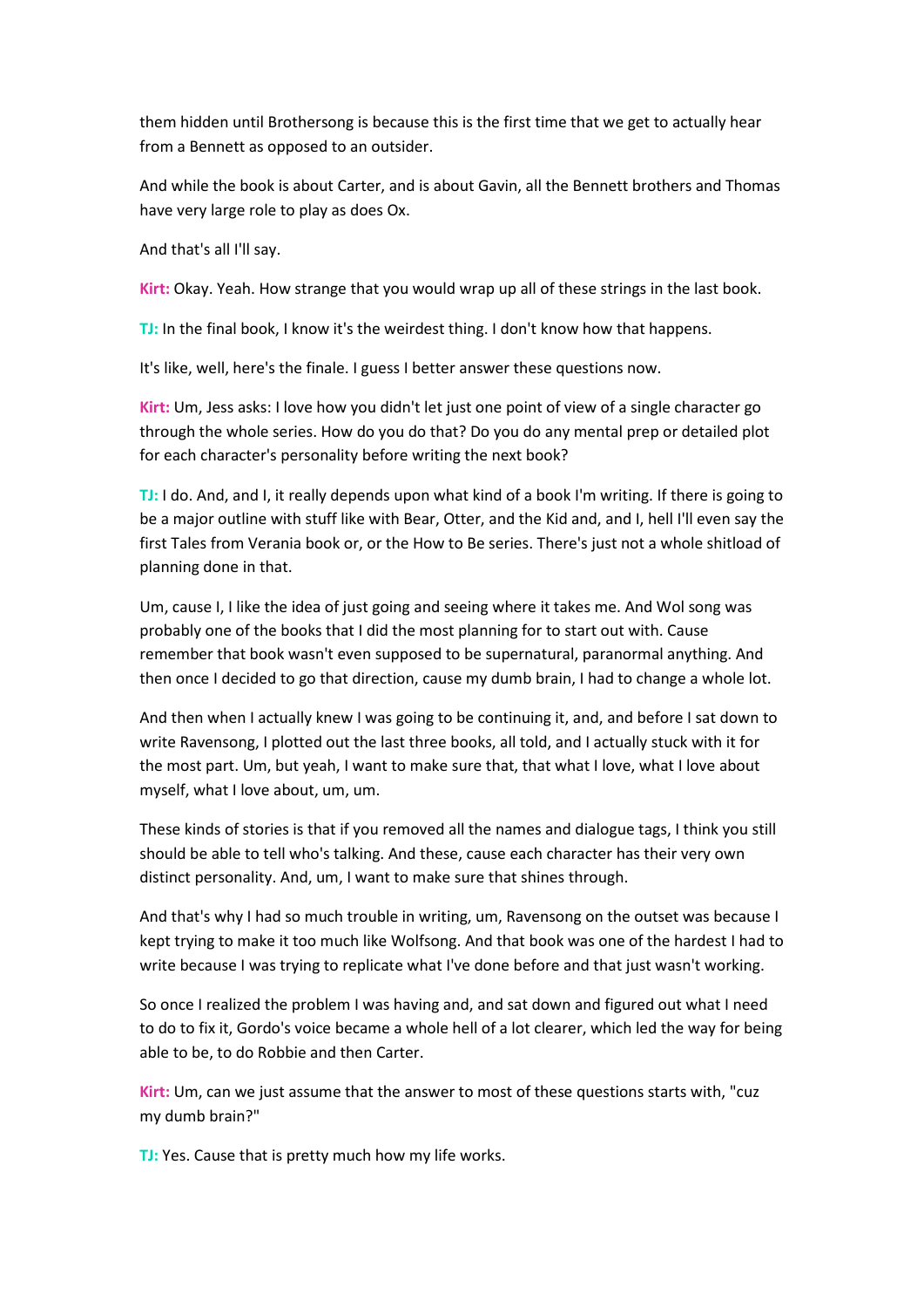them hidden until Brothersong is because this is the first time that we get to actually hear from a Bennett as opposed to an outsider.

And while the book is about Carter, and is about Gavin, all the Bennett brothers and Thomas have very large role to play as does Ox.

And that's all I'll say.

**Kirt:** Okay. Yeah. How strange that you would wrap up all of these strings in the last book.

**TJ:** In the final book, I know it's the weirdest thing. I don't know how that happens.

It's like, well, here's the finale. I guess I better answer these questions now.

**Kirt:** Um, Jess asks: I love how you didn't let just one point of view of a single character go through the whole series. How do you do that? Do you do any mental prep or detailed plot for each character's personality before writing the next book?

**TJ:** I do. And, and I, it really depends upon what kind of a book I'm writing. If there is going to be a major outline with stuff like with Bear, Otter, and the Kid and, and I, hell I'll even say the first Tales from Verania book or, or the How to Be series. There's just not a whole shitload of planning done in that.

Um, cause I, I like the idea of just going and seeing where it takes me. And Wol song was probably one of the books that I did the most planning for to start out with. Cause remember that book wasn't even supposed to be supernatural, paranormal anything. And then once I decided to go that direction, cause my dumb brain, I had to change a whole lot.

And then when I actually knew I was going to be continuing it, and, and before I sat down to write Ravensong, I plotted out the last three books, all told, and I actually stuck with it for the most part. Um, but yeah, I want to make sure that, that what I love, what I love about myself, what I love about, um, um.

These kinds of stories is that if you removed all the names and dialogue tags, I think you still should be able to tell who's talking. And these, cause each character has their very own distinct personality. And, um, I want to make sure that shines through.

And that's why I had so much trouble in writing, um, Ravensong on the outset was because I kept trying to make it too much like Wolfsong. And that book was one of the hardest I had to write because I was trying to replicate what I've done before and that just wasn't working.

So once I realized the problem I was having and, and sat down and figured out what I need to do to fix it, Gordo's voice became a whole hell of a lot clearer, which led the way for being able to be, to do Robbie and then Carter.

**Kirt:** Um, can we just assume that the answer to most of these questions starts with, "cuz my dumb brain?"

**TJ:** Yes. Cause that is pretty much how my life works.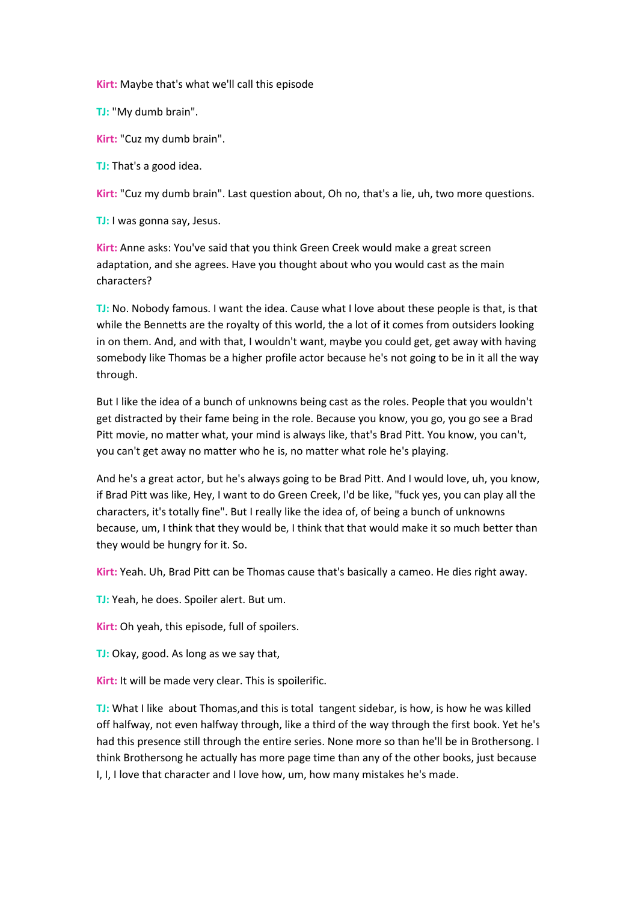**Kirt:** Maybe that's what we'll call this episode

**TJ:** "My dumb brain".

**Kirt:** "Cuz my dumb brain".

**TJ:** That's a good idea.

**Kirt:** "Cuz my dumb brain". Last question about, Oh no, that's a lie, uh, two more questions.

**TJ:** I was gonna say, Jesus.

**Kirt:** Anne asks: You've said that you think Green Creek would make a great screen adaptation, and she agrees. Have you thought about who you would cast as the main characters?

**TJ:** No. Nobody famous. I want the idea. Cause what I love about these people is that, is that while the Bennetts are the royalty of this world, the a lot of it comes from outsiders looking in on them. And, and with that, I wouldn't want, maybe you could get, get away with having somebody like Thomas be a higher profile actor because he's not going to be in it all the way through.

But I like the idea of a bunch of unknowns being cast as the roles. People that you wouldn't get distracted by their fame being in the role. Because you know, you go, you go see a Brad Pitt movie, no matter what, your mind is always like, that's Brad Pitt. You know, you can't, you can't get away no matter who he is, no matter what role he's playing.

And he's a great actor, but he's always going to be Brad Pitt. And I would love, uh, you know, if Brad Pitt was like, Hey, I want to do Green Creek, I'd be like, "fuck yes, you can play all the characters, it's totally fine". But I really like the idea of, of being a bunch of unknowns because, um, I think that they would be, I think that that would make it so much better than they would be hungry for it. So.

**Kirt:** Yeah. Uh, Brad Pitt can be Thomas cause that's basically a cameo. He dies right away.

**TJ:** Yeah, he does. Spoiler alert. But um.

**Kirt:** Oh yeah, this episode, full of spoilers.

**TJ:** Okay, good. As long as we say that,

**Kirt:** It will be made very clear. This is spoilerific.

**TJ:** What I like about Thomas,and this is total tangent sidebar, is how, is how he was killed off halfway, not even halfway through, like a third of the way through the first book. Yet he's had this presence still through the entire series. None more so than he'll be in Brothersong. I think Brothersong he actually has more page time than any of the other books, just because I, I, I love that character and I love how, um, how many mistakes he's made.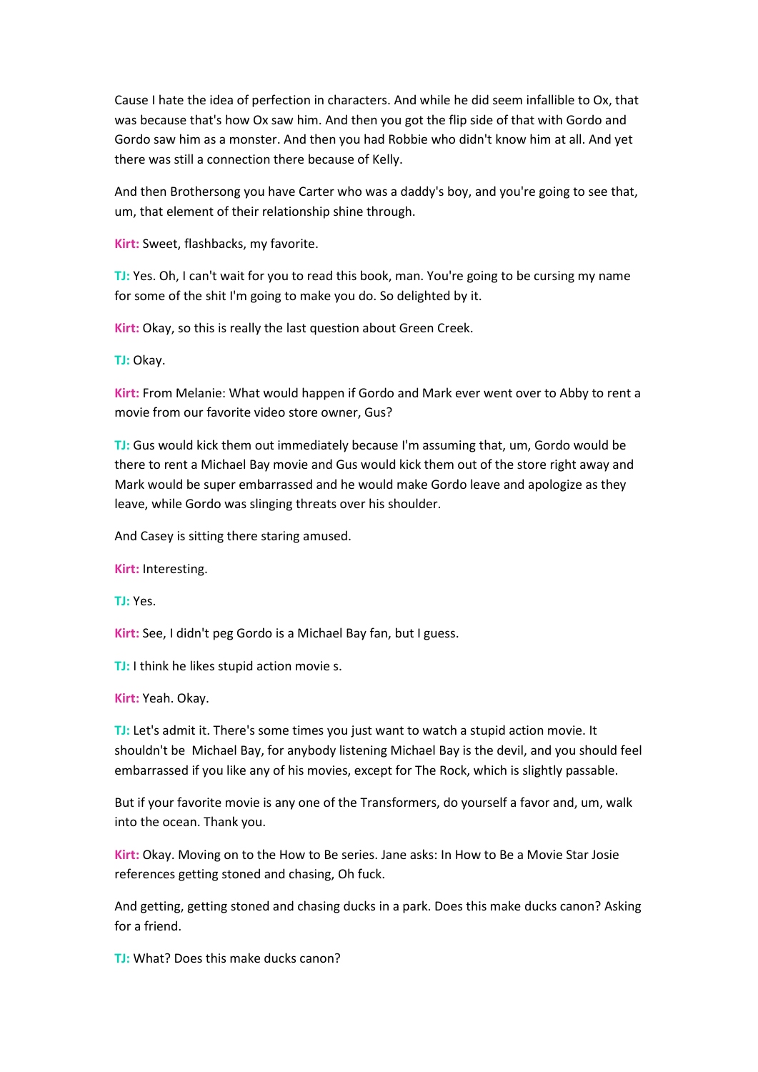Cause I hate the idea of perfection in characters. And while he did seem infallible to Ox, that was because that's how Ox saw him. And then you got the flip side of that with Gordo and Gordo saw him as a monster. And then you had Robbie who didn't know him at all. And yet there was still a connection there because of Kelly.

And then Brothersong you have Carter who was a daddy's boy, and you're going to see that, um, that element of their relationship shine through.

**Kirt:** Sweet, flashbacks, my favorite.

**TJ:** Yes. Oh, I can't wait for you to read this book, man. You're going to be cursing my name for some of the shit I'm going to make you do. So delighted by it.

**Kirt:** Okay, so this is really the last question about Green Creek.

**TJ:** Okay.

**Kirt:** From Melanie: What would happen if Gordo and Mark ever went over to Abby to rent a movie from our favorite video store owner, Gus?

**TJ:** Gus would kick them out immediately because I'm assuming that, um, Gordo would be there to rent a Michael Bay movie and Gus would kick them out of the store right away and Mark would be super embarrassed and he would make Gordo leave and apologize as they leave, while Gordo was slinging threats over his shoulder.

And Casey is sitting there staring amused.

**Kirt:** Interesting.

**TJ:** Yes.

**Kirt:** See, I didn't peg Gordo is a Michael Bay fan, but I guess.

**TJ:** I think he likes stupid action movie s.

**Kirt:** Yeah. Okay.

**TJ:** Let's admit it. There's some times you just want to watch a stupid action movie. It shouldn't be Michael Bay, for anybody listening Michael Bay is the devil, and you should feel embarrassed if you like any of his movies, except for The Rock, which is slightly passable.

But if your favorite movie is any one of the Transformers, do yourself a favor and, um, walk into the ocean. Thank you.

**Kirt:** Okay. Moving on to the How to Be series. Jane asks: In How to Be a Movie Star Josie references getting stoned and chasing, Oh fuck.

And getting, getting stoned and chasing ducks in a park. Does this make ducks canon? Asking for a friend.

**TJ:** What? Does this make ducks canon?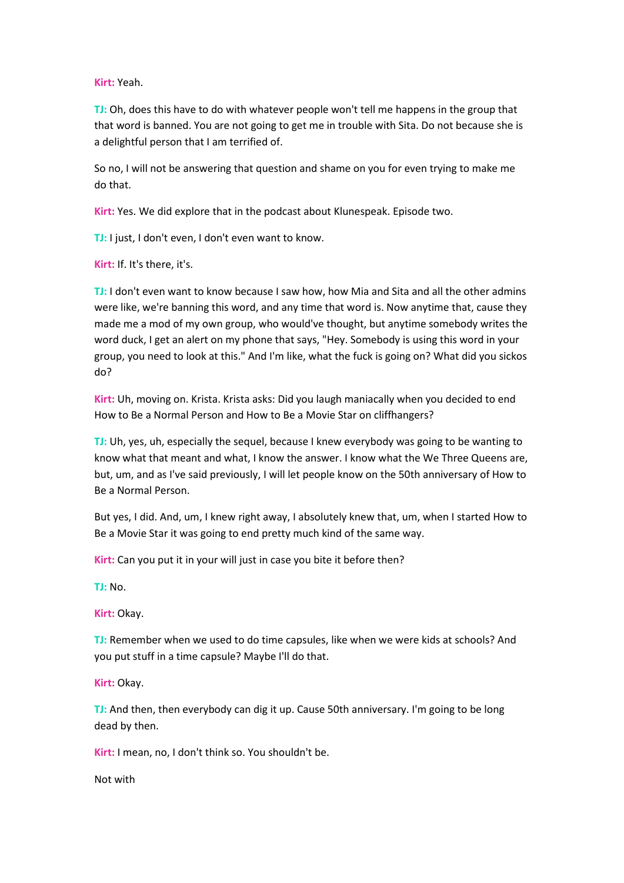**Kirt:** Yeah.

**TJ:** Oh, does this have to do with whatever people won't tell me happens in the group that that word is banned. You are not going to get me in trouble with Sita. Do not because she is a delightful person that I am terrified of.

So no, I will not be answering that question and shame on you for even trying to make me do that.

**Kirt:** Yes. We did explore that in the podcast about Klunespeak. Episode two.

**TJ:** I just, I don't even, I don't even want to know.

**Kirt:** If. It's there, it's.

**TJ:** I don't even want to know because I saw how, how Mia and Sita and all the other admins were like, we're banning this word, and any time that word is. Now anytime that, cause they made me a mod of my own group, who would've thought, but anytime somebody writes the word duck, I get an alert on my phone that says, "Hey. Somebody is using this word in your group, you need to look at this." And I'm like, what the fuck is going on? What did you sickos do?

**Kirt:** Uh, moving on. Krista. Krista asks: Did you laugh maniacally when you decided to end How to Be a Normal Person and How to Be a Movie Star on cliffhangers?

**TJ:** Uh, yes, uh, especially the sequel, because I knew everybody was going to be wanting to know what that meant and what, I know the answer. I know what the We Three Queens are, but, um, and as I've said previously, I will let people know on the 50th anniversary of How to Be a Normal Person.

But yes, I did. And, um, I knew right away, I absolutely knew that, um, when I started How to Be a Movie Star it was going to end pretty much kind of the same way.

**Kirt:** Can you put it in your will just in case you bite it before then?

**TJ:** No.

**Kirt:** Okay.

**TJ:** Remember when we used to do time capsules, like when we were kids at schools? And you put stuff in a time capsule? Maybe I'll do that.

**Kirt:** Okay.

**TJ:** And then, then everybody can dig it up. Cause 50th anniversary. I'm going to be long dead by then.

**Kirt:** I mean, no, I don't think so. You shouldn't be.

Not with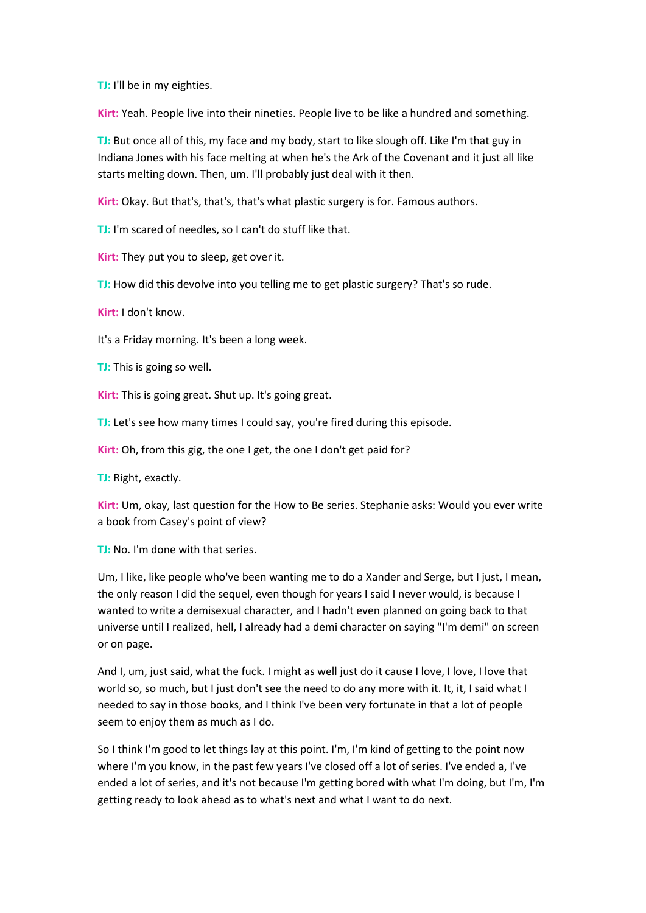**TJ:** I'll be in my eighties.

**Kirt:** Yeah. People live into their nineties. People live to be like a hundred and something.

**TJ:** But once all of this, my face and my body, start to like slough off. Like I'm that guy in Indiana Jones with his face melting at when he's the Ark of the Covenant and it just all like starts melting down. Then, um. I'll probably just deal with it then.

**Kirt:** Okay. But that's, that's, that's what plastic surgery is for. Famous authors.

**TJ:** I'm scared of needles, so I can't do stuff like that.

**Kirt:** They put you to sleep, get over it.

**TJ:** How did this devolve into you telling me to get plastic surgery? That's so rude.

**Kirt:** I don't know.

It's a Friday morning. It's been a long week.

**TJ:** This is going so well.

**Kirt:** This is going great. Shut up. It's going great.

**TJ:** Let's see how many times I could say, you're fired during this episode.

**Kirt:** Oh, from this gig, the one I get, the one I don't get paid for?

**TJ:** Right, exactly.

**Kirt:** Um, okay, last question for the How to Be series. Stephanie asks: Would you ever write a book from Casey's point of view?

**TJ:** No. I'm done with that series.

Um, I like, like people who've been wanting me to do a Xander and Serge, but I just, I mean, the only reason I did the sequel, even though for years I said I never would, is because I wanted to write a demisexual character, and I hadn't even planned on going back to that universe until I realized, hell, I already had a demi character on saying "I'm demi" on screen or on page.

And I, um, just said, what the fuck. I might as well just do it cause I love, I love, I love that world so, so much, but I just don't see the need to do any more with it. It, it, I said what I needed to say in those books, and I think I've been very fortunate in that a lot of people seem to enjoy them as much as I do.

So I think I'm good to let things lay at this point. I'm, I'm kind of getting to the point now where I'm you know, in the past few years I've closed off a lot of series. I've ended a, I've ended a lot of series, and it's not because I'm getting bored with what I'm doing, but I'm, I'm getting ready to look ahead as to what's next and what I want to do next.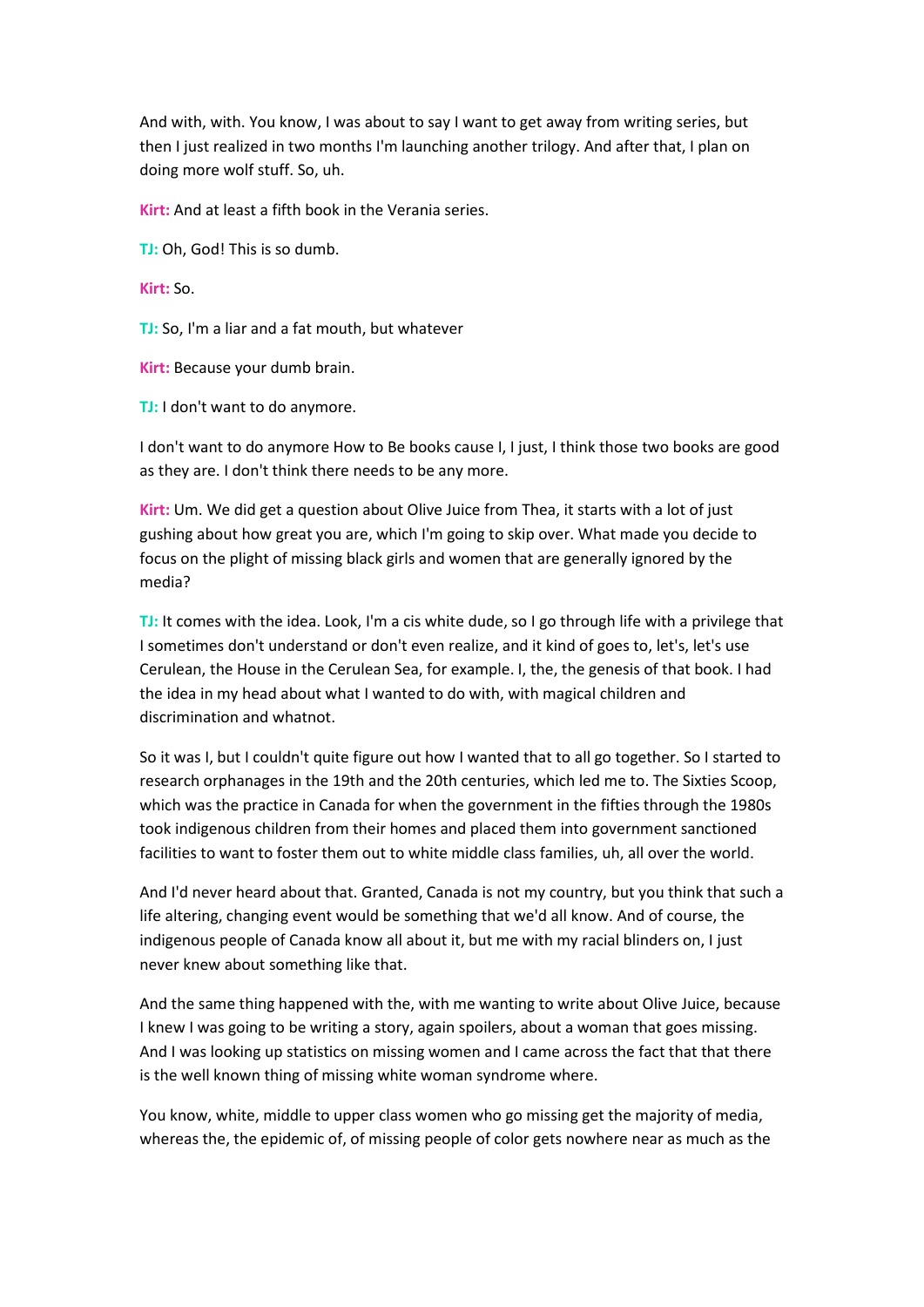And with, with. You know, I was about to say I want to get away from writing series, but then I just realized in two months I'm launching another trilogy. And after that, I plan on doing more wolf stuff. So, uh.

**Kirt:** And at least a fifth book in the Verania series.

**TJ:** Oh, God! This is so dumb.

**Kirt:** So.

**TJ:** So, I'm a liar and a fat mouth, but whatever

**Kirt:** Because your dumb brain.

**TJ:** I don't want to do anymore.

I don't want to do anymore How to Be books cause I, I just, I think those two books are good as they are. I don't think there needs to be any more.

**Kirt:** Um. We did get a question about Olive Juice from Thea, it starts with a lot of just gushing about how great you are, which I'm going to skip over. What made you decide to focus on the plight of missing black girls and women that are generally ignored by the media?

**TJ:** It comes with the idea. Look, I'm a cis white dude, so I go through life with a privilege that I sometimes don't understand or don't even realize, and it kind of goes to, let's, let's use Cerulean, the House in the Cerulean Sea, for example. I, the, the genesis of that book. I had the idea in my head about what I wanted to do with, with magical children and discrimination and whatnot.

So it was I, but I couldn't quite figure out how I wanted that to all go together. So I started to research orphanages in the 19th and the 20th centuries, which led me to. The Sixties Scoop, which was the practice in Canada for when the government in the fifties through the 1980s took indigenous children from their homes and placed them into government sanctioned facilities to want to foster them out to white middle class families, uh, all over the world.

And I'd never heard about that. Granted, Canada is not my country, but you think that such a life altering, changing event would be something that we'd all know. And of course, the indigenous people of Canada know all about it, but me with my racial blinders on, I just never knew about something like that.

And the same thing happened with the, with me wanting to write about Olive Juice, because I knew I was going to be writing a story, again spoilers, about a woman that goes missing. And I was looking up statistics on missing women and I came across the fact that that there is the well known thing of missing white woman syndrome where.

You know, white, middle to upper class women who go missing get the majority of media, whereas the, the epidemic of, of missing people of color gets nowhere near as much as the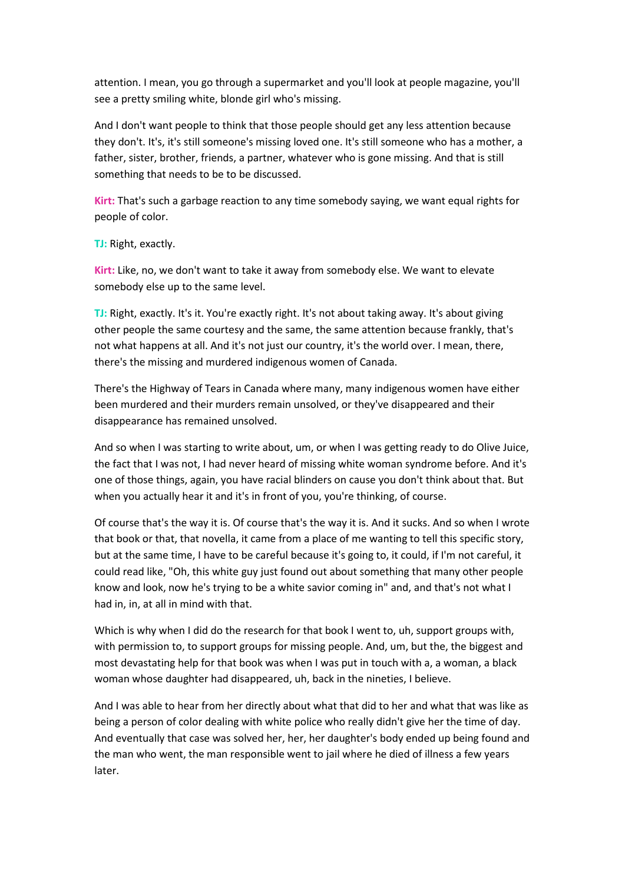attention. I mean, you go through a supermarket and you'll look at people magazine, you'll see a pretty smiling white, blonde girl who's missing.

And I don't want people to think that those people should get any less attention because they don't. It's, it's still someone's missing loved one. It's still someone who has a mother, a father, sister, brother, friends, a partner, whatever who is gone missing. And that is still something that needs to be to be discussed.

**Kirt:** That's such a garbage reaction to any time somebody saying, we want equal rights for people of color.

**TJ:** Right, exactly.

**Kirt:** Like, no, we don't want to take it away from somebody else. We want to elevate somebody else up to the same level.

**TJ:** Right, exactly. It's it. You're exactly right. It's not about taking away. It's about giving other people the same courtesy and the same, the same attention because frankly, that's not what happens at all. And it's not just our country, it's the world over. I mean, there, there's the missing and murdered indigenous women of Canada.

There's the Highway of Tears in Canada where many, many indigenous women have either been murdered and their murders remain unsolved, or they've disappeared and their disappearance has remained unsolved.

And so when I was starting to write about, um, or when I was getting ready to do Olive Juice, the fact that I was not, I had never heard of missing white woman syndrome before. And it's one of those things, again, you have racial blinders on cause you don't think about that. But when you actually hear it and it's in front of you, you're thinking, of course.

Of course that's the way it is. Of course that's the way it is. And it sucks. And so when I wrote that book or that, that novella, it came from a place of me wanting to tell this specific story, but at the same time, I have to be careful because it's going to, it could, if I'm not careful, it could read like, "Oh, this white guy just found out about something that many other people know and look, now he's trying to be a white savior coming in" and, and that's not what I had in, in, at all in mind with that.

Which is why when I did do the research for that book I went to, uh, support groups with, with permission to, to support groups for missing people. And, um, but the, the biggest and most devastating help for that book was when I was put in touch with a, a woman, a black woman whose daughter had disappeared, uh, back in the nineties, I believe.

And I was able to hear from her directly about what that did to her and what that was like as being a person of color dealing with white police who really didn't give her the time of day. And eventually that case was solved her, her, her daughter's body ended up being found and the man who went, the man responsible went to jail where he died of illness a few years later.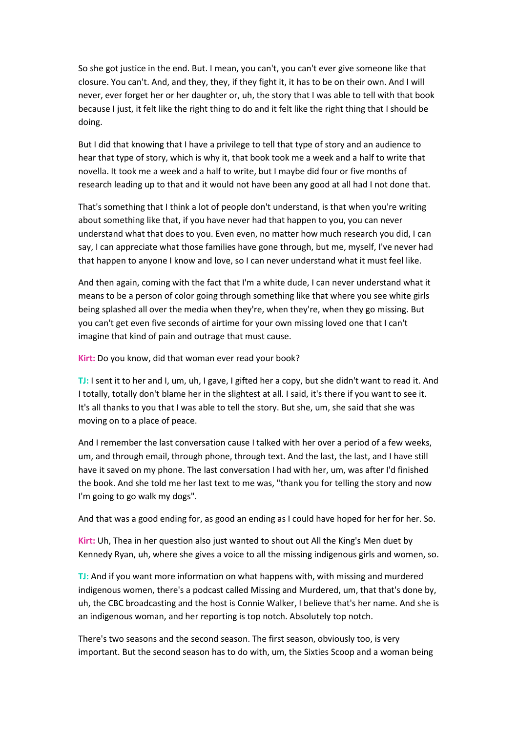So she got justice in the end. But. I mean, you can't, you can't ever give someone like that closure. You can't. And, and they, they, if they fight it, it has to be on their own. And I will never, ever forget her or her daughter or, uh, the story that I was able to tell with that book because I just, it felt like the right thing to do and it felt like the right thing that I should be doing.

But I did that knowing that I have a privilege to tell that type of story and an audience to hear that type of story, which is why it, that book took me a week and a half to write that novella. It took me a week and a half to write, but I maybe did four or five months of research leading up to that and it would not have been any good at all had I not done that.

That's something that I think a lot of people don't understand, is that when you're writing about something like that, if you have never had that happen to you, you can never understand what that does to you. Even even, no matter how much research you did, I can say, I can appreciate what those families have gone through, but me, myself, I've never had that happen to anyone I know and love, so I can never understand what it must feel like.

And then again, coming with the fact that I'm a white dude, I can never understand what it means to be a person of color going through something like that where you see white girls being splashed all over the media when they're, when they're, when they go missing. But you can't get even five seconds of airtime for your own missing loved one that I can't imagine that kind of pain and outrage that must cause.

**Kirt:** Do you know, did that woman ever read your book?

**TJ:** I sent it to her and I, um, uh, I gave, I gifted her a copy, but she didn't want to read it. And I totally, totally don't blame her in the slightest at all. I said, it's there if you want to see it. It's all thanks to you that I was able to tell the story. But she, um, she said that she was moving on to a place of peace.

And I remember the last conversation cause I talked with her over a period of a few weeks, um, and through email, through phone, through text. And the last, the last, and I have still have it saved on my phone. The last conversation I had with her, um, was after I'd finished the book. And she told me her last text to me was, "thank you for telling the story and now I'm going to go walk my dogs".

And that was a good ending for, as good an ending as I could have hoped for her for her. So.

**Kirt:** Uh, Thea in her question also just wanted to shout out All the King's Men duet by Kennedy Ryan, uh, where she gives a voice to all the missing indigenous girls and women, so.

**TJ:** And if you want more information on what happens with, with missing and murdered indigenous women, there's a podcast called Missing and Murdered, um, that that's done by, uh, the CBC broadcasting and the host is Connie Walker, I believe that's her name. And she is an indigenous woman, and her reporting is top notch. Absolutely top notch.

There's two seasons and the second season. The first season, obviously too, is very important. But the second season has to do with, um, the Sixties Scoop and a woman being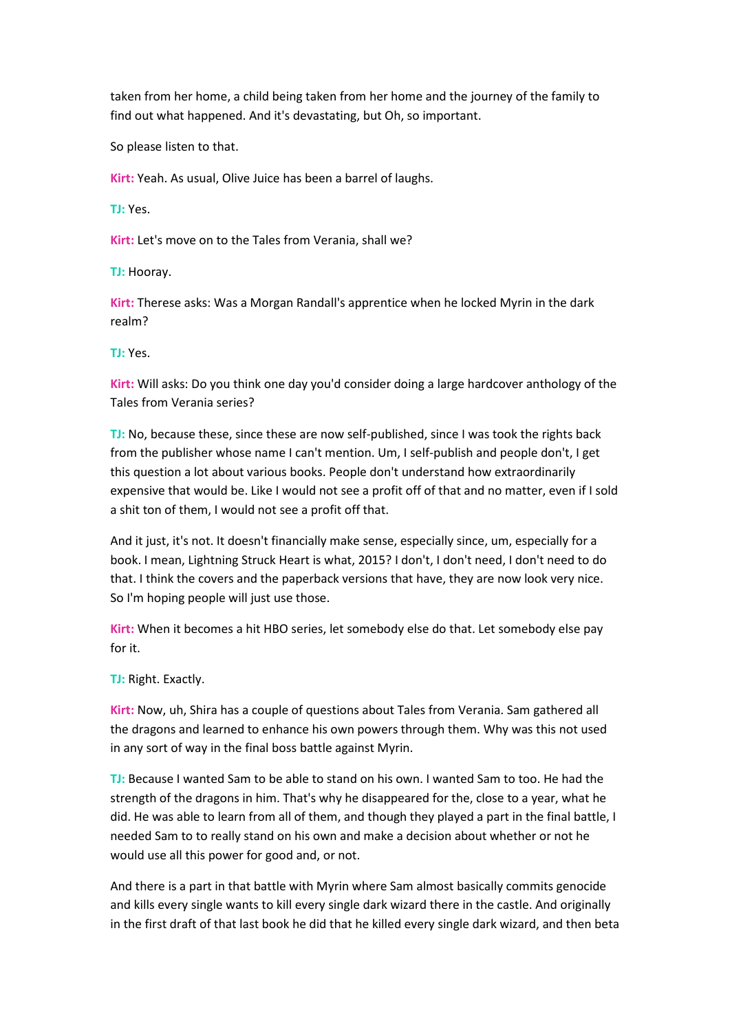taken from her home, a child being taken from her home and the journey of the family to find out what happened. And it's devastating, but Oh, so important.

So please listen to that.

**Kirt:** Yeah. As usual, Olive Juice has been a barrel of laughs.

**TJ:** Yes.

**Kirt:** Let's move on to the Tales from Verania, shall we?

**TJ:** Hooray.

**Kirt:** Therese asks: Was a Morgan Randall's apprentice when he locked Myrin in the dark realm?

**TJ:** Yes.

**Kirt:** Will asks: Do you think one day you'd consider doing a large hardcover anthology of the Tales from Verania series?

**TJ:** No, because these, since these are now self-published, since I was took the rights back from the publisher whose name I can't mention. Um, I self-publish and people don't, I get this question a lot about various books. People don't understand how extraordinarily expensive that would be. Like I would not see a profit off of that and no matter, even if I sold a shit ton of them, I would not see a profit off that.

And it just, it's not. It doesn't financially make sense, especially since, um, especially for a book. I mean, Lightning Struck Heart is what, 2015? I don't, I don't need, I don't need to do that. I think the covers and the paperback versions that have, they are now look very nice. So I'm hoping people will just use those.

**Kirt:** When it becomes a hit HBO series, let somebody else do that. Let somebody else pay for it.

**TJ:** Right. Exactly.

**Kirt:** Now, uh, Shira has a couple of questions about Tales from Verania. Sam gathered all the dragons and learned to enhance his own powers through them. Why was this not used in any sort of way in the final boss battle against Myrin.

**TJ:** Because I wanted Sam to be able to stand on his own. I wanted Sam to too. He had the strength of the dragons in him. That's why he disappeared for the, close to a year, what he did. He was able to learn from all of them, and though they played a part in the final battle, I needed Sam to to really stand on his own and make a decision about whether or not he would use all this power for good and, or not.

And there is a part in that battle with Myrin where Sam almost basically commits genocide and kills every single wants to kill every single dark wizard there in the castle. And originally in the first draft of that last book he did that he killed every single dark wizard, and then beta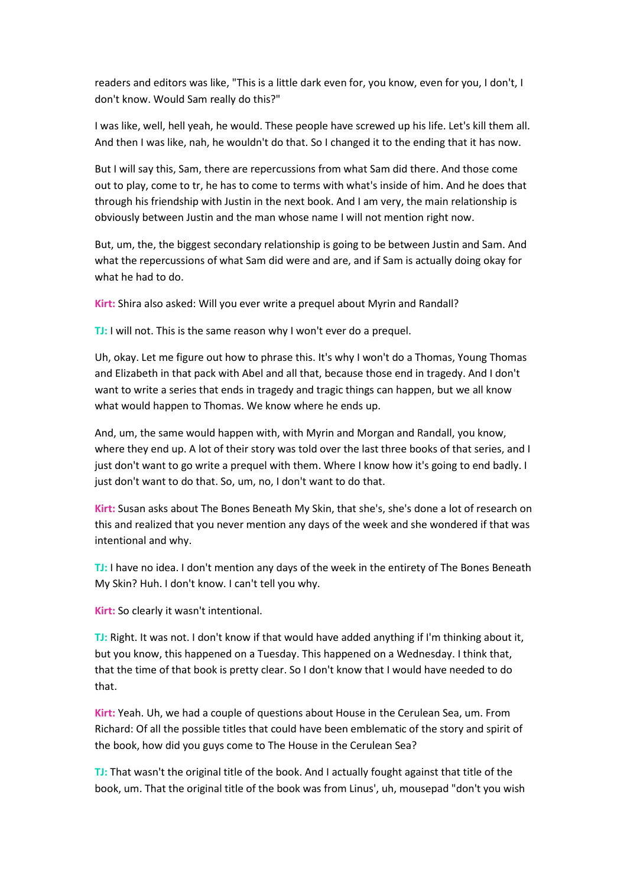readers and editors was like, "This is a little dark even for, you know, even for you, I don't, I don't know. Would Sam really do this?"

I was like, well, hell yeah, he would. These people have screwed up his life. Let's kill them all. And then I was like, nah, he wouldn't do that. So I changed it to the ending that it has now.

But I will say this, Sam, there are repercussions from what Sam did there. And those come out to play, come to tr, he has to come to terms with what's inside of him. And he does that through his friendship with Justin in the next book. And I am very, the main relationship is obviously between Justin and the man whose name I will not mention right now.

But, um, the, the biggest secondary relationship is going to be between Justin and Sam. And what the repercussions of what Sam did were and are, and if Sam is actually doing okay for what he had to do.

**Kirt:** Shira also asked: Will you ever write a prequel about Myrin and Randall?

**TJ:** I will not. This is the same reason why I won't ever do a prequel.

Uh, okay. Let me figure out how to phrase this. It's why I won't do a Thomas, Young Thomas and Elizabeth in that pack with Abel and all that, because those end in tragedy. And I don't want to write a series that ends in tragedy and tragic things can happen, but we all know what would happen to Thomas. We know where he ends up.

And, um, the same would happen with, with Myrin and Morgan and Randall, you know, where they end up. A lot of their story was told over the last three books of that series, and I just don't want to go write a prequel with them. Where I know how it's going to end badly. I just don't want to do that. So, um, no, I don't want to do that.

**Kirt:** Susan asks about The Bones Beneath My Skin, that she's, she's done a lot of research on this and realized that you never mention any days of the week and she wondered if that was intentional and why.

**TJ:** I have no idea. I don't mention any days of the week in the entirety of The Bones Beneath My Skin? Huh. I don't know. I can't tell you why.

**Kirt:** So clearly it wasn't intentional.

**TJ:** Right. It was not. I don't know if that would have added anything if I'm thinking about it, but you know, this happened on a Tuesday. This happened on a Wednesday. I think that, that the time of that book is pretty clear. So I don't know that I would have needed to do that.

**Kirt:** Yeah. Uh, we had a couple of questions about House in the Cerulean Sea, um. From Richard: Of all the possible titles that could have been emblematic of the story and spirit of the book, how did you guys come to The House in the Cerulean Sea?

**TJ:** That wasn't the original title of the book. And I actually fought against that title of the book, um. That the original title of the book was from Linus', uh, mousepad "don't you wish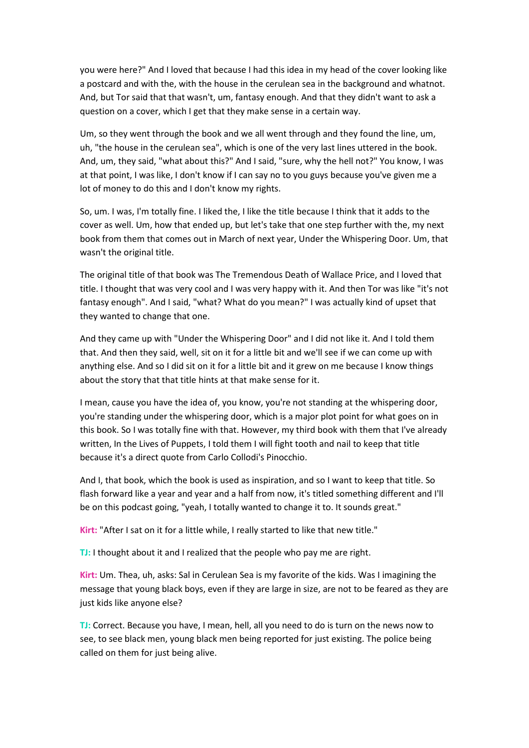you were here?" And I loved that because I had this idea in my head of the cover looking like a postcard and with the, with the house in the cerulean sea in the background and whatnot. And, but Tor said that that wasn't, um, fantasy enough. And that they didn't want to ask a question on a cover, which I get that they make sense in a certain way.

Um, so they went through the book and we all went through and they found the line, um, uh, "the house in the cerulean sea", which is one of the very last lines uttered in the book. And, um, they said, "what about this?" And I said, "sure, why the hell not?" You know, I was at that point, I was like, I don't know if I can say no to you guys because you've given me a lot of money to do this and I don't know my rights.

So, um. I was, I'm totally fine. I liked the, I like the title because I think that it adds to the cover as well. Um, how that ended up, but let's take that one step further with the, my next book from them that comes out in March of next year, Under the Whispering Door. Um, that wasn't the original title.

The original title of that book was The Tremendous Death of Wallace Price, and I loved that title. I thought that was very cool and I was very happy with it. And then Tor was like "it's not fantasy enough". And I said, "what? What do you mean?" I was actually kind of upset that they wanted to change that one.

And they came up with "Under the Whispering Door" and I did not like it. And I told them that. And then they said, well, sit on it for a little bit and we'll see if we can come up with anything else. And so I did sit on it for a little bit and it grew on me because I know things about the story that that title hints at that make sense for it.

I mean, cause you have the idea of, you know, you're not standing at the whispering door, you're standing under the whispering door, which is a major plot point for what goes on in this book. So I was totally fine with that. However, my third book with them that I've already written, In the Lives of Puppets, I told them I will fight tooth and nail to keep that title because it's a direct quote from Carlo Collodi's Pinocchio.

And I, that book, which the book is used as inspiration, and so I want to keep that title. So flash forward like a year and year and a half from now, it's titled something different and I'll be on this podcast going, "yeah, I totally wanted to change it to. It sounds great."

**Kirt:** "After I sat on it for a little while, I really started to like that new title."

**TJ:** I thought about it and I realized that the people who pay me are right.

**Kirt:** Um. Thea, uh, asks: Sal in Cerulean Sea is my favorite of the kids. Was I imagining the message that young black boys, even if they are large in size, are not to be feared as they are just kids like anyone else?

**TJ:** Correct. Because you have, I mean, hell, all you need to do is turn on the news now to see, to see black men, young black men being reported for just existing. The police being called on them for just being alive.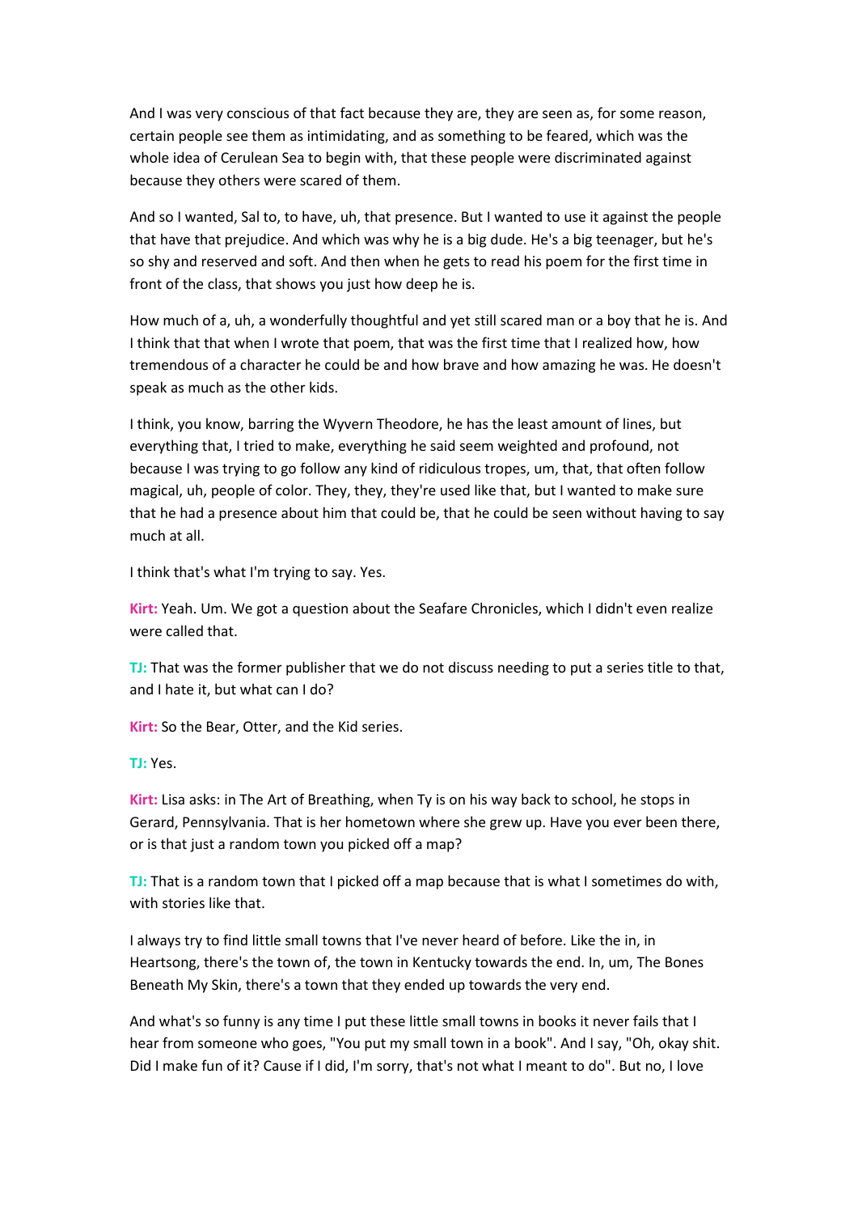And I was very conscious of that fact because they are, they are seen as, for some reason, certain people see them as intimidating, and as something to be feared, which was the whole idea of Cerulean Sea to begin with, that these people were discriminated against because they others were scared of them.

And so I wanted, Sal to, to have, uh, that presence. But I wanted to use it against the people that have that prejudice. And which was why he is a big dude. He's a big teenager, but he's so shy and reserved and soft. And then when he gets to read his poem for the first time in front of the class, that shows you just how deep he is.

How much of a, uh, a wonderfully thoughtful and yet still scared man or a boy that he is. And I think that that when I wrote that poem, that was the first time that I realized how, how tremendous of a character he could be and how brave and how amazing he was. He doesn't speak as much as the other kids.

I think, you know, barring the Wyvern Theodore, he has the least amount of lines, but everything that, I tried to make, everything he said seem weighted and profound, not because I was trying to go follow any kind of ridiculous tropes, um, that, that often follow magical, uh, people of color. They, they, they're used like that, but I wanted to make sure that he had a presence about him that could be, that he could be seen without having to say much at all.

I think that's what I'm trying to say. Yes.

**Kirt:** Yeah. Um. We got a question about the Seafare Chronicles, which I didn't even realize were called that.

**TJ:** That was the former publisher that we do not discuss needing to put a series title to that, and I hate it, but what can I do?

**Kirt:** So the Bear, Otter, and the Kid series.

**TJ:** Yes.

**Kirt:** Lisa asks: in The Art of Breathing, when Ty is on his way back to school, he stops in Gerard, Pennsylvania. That is her hometown where she grew up. Have you ever been there, or is that just a random town you picked off a map?

**TJ:** That is a random town that I picked off a map because that is what I sometimes do with, with stories like that.

I always try to find little small towns that I've never heard of before. Like the in, in Heartsong, there's the town of, the town in Kentucky towards the end. In, um, The Bones Beneath My Skin, there's a town that they ended up towards the very end.

And what's so funny is any time I put these little small towns in books it never fails that I hear from someone who goes, "You put my small town in a book". And I say, "Oh, okay shit. Did I make fun of it? Cause if I did, I'm sorry, that's not what I meant to do". But no, I love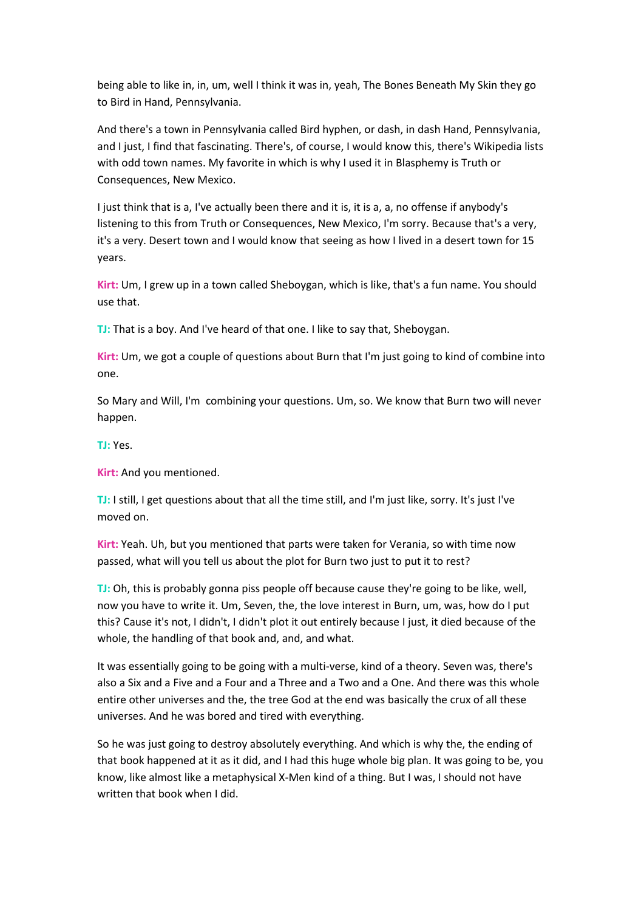being able to like in, in, um, well I think it was in, yeah, The Bones Beneath My Skin they go to Bird in Hand, Pennsylvania.

And there's a town in Pennsylvania called Bird hyphen, or dash, in dash Hand, Pennsylvania, and I just, I find that fascinating. There's, of course, I would know this, there's Wikipedia lists with odd town names. My favorite in which is why I used it in Blasphemy is Truth or Consequences, New Mexico.

I just think that is a, I've actually been there and it is, it is a, a, no offense if anybody's listening to this from Truth or Consequences, New Mexico, I'm sorry. Because that's a very, it's a very. Desert town and I would know that seeing as how I lived in a desert town for 15 years.

**Kirt:** Um, I grew up in a town called Sheboygan, which is like, that's a fun name. You should use that.

**TJ:** That is a boy. And I've heard of that one. I like to say that, Sheboygan.

**Kirt:** Um, we got a couple of questions about Burn that I'm just going to kind of combine into one.

So Mary and Will, I'm  combining your questions. Um, so. We know that Burn two will never happen.

**TJ:** Yes.

**Kirt:** And you mentioned.

**TJ:** I still, I get questions about that all the time still, and I'm just like, sorry. It's just I've moved on.

**Kirt:** Yeah. Uh, but you mentioned that parts were taken for Verania, so with time now passed, what will you tell us about the plot for Burn two just to put it to rest?

**TJ:** Oh, this is probably gonna piss people off because cause they're going to be like, well, now you have to write it. Um, Seven, the, the love interest in Burn, um, was, how do I put this? Cause it's not, I didn't, I didn't plot it out entirely because I just, it died because of the whole, the handling of that book and, and, and what.

It was essentially going to be going with a multi-verse, kind of a theory. Seven was, there's also a Six and a Five and a Four and a Three and a Two and a One. And there was this whole entire other universes and the, the tree God at the end was basically the crux of all these universes. And he was bored and tired with everything.

So he was just going to destroy absolutely everything. And which is why the, the ending of that book happened at it as it did, and I had this huge whole big plan. It was going to be, you know, like almost like a metaphysical X-Men kind of a thing. But I was, I should not have written that book when I did.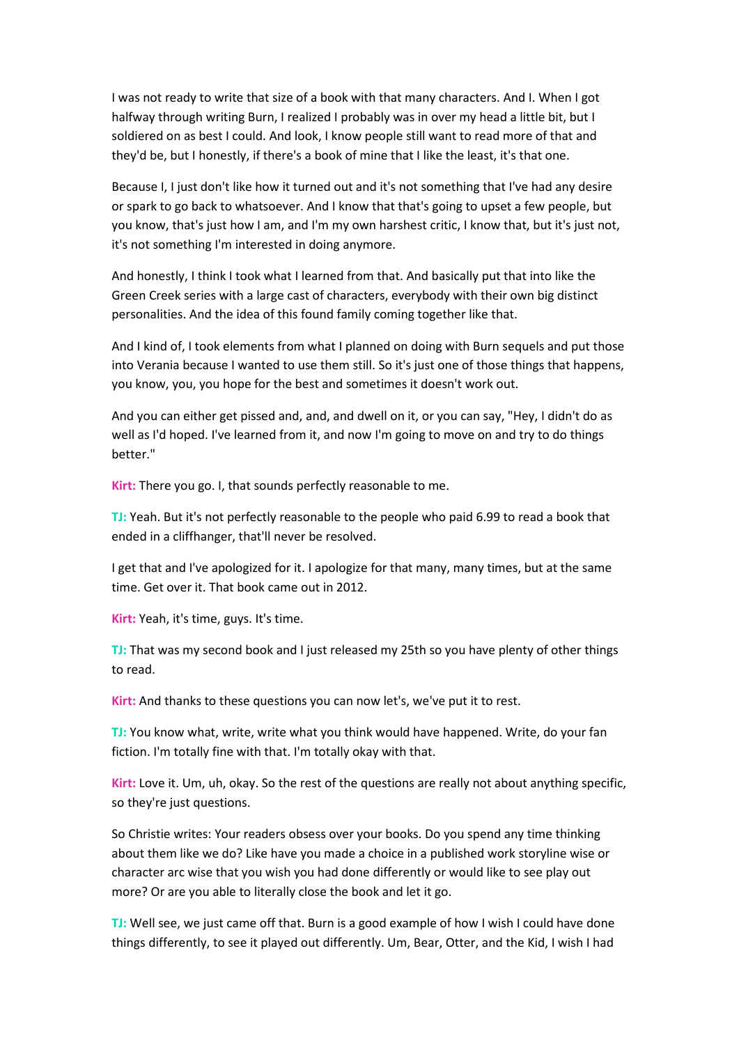I was not ready to write that size of a book with that many characters. And I. When I got halfway through writing Burn, I realized I probably was in over my head a little bit, but I soldiered on as best I could. And look, I know people still want to read more of that and they'd be, but I honestly, if there's a book of mine that I like the least, it's that one.

Because I, I just don't like how it turned out and it's not something that I've had any desire or spark to go back to whatsoever. And I know that that's going to upset a few people, but you know, that's just how I am, and I'm my own harshest critic, I know that, but it's just not, it's not something I'm interested in doing anymore.

And honestly, I think I took what I learned from that. And basically put that into like the Green Creek series with a large cast of characters, everybody with their own big distinct personalities. And the idea of this found family coming together like that.

And I kind of, I took elements from what I planned on doing with Burn sequels and put those into Verania because I wanted to use them still. So it's just one of those things that happens, you know, you, you hope for the best and sometimes it doesn't work out.

And you can either get pissed and, and, and dwell on it, or you can say, "Hey, I didn't do as well as I'd hoped. I've learned from it, and now I'm going to move on and try to do things better."

**Kirt:** There you go. I, that sounds perfectly reasonable to me.

**TJ:** Yeah. But it's not perfectly reasonable to the people who paid 6.99 to read a book that ended in a cliffhanger, that'll never be resolved.

I get that and I've apologized for it. I apologize for that many, many times, but at the same time. Get over it. That book came out in 2012.

**Kirt:** Yeah, it's time, guys. It's time.

**TJ:** That was my second book and I just released my 25th so you have plenty of other things to read.

**Kirt:** And thanks to these questions you can now let's, we've put it to rest.

**TJ:** You know what, write, write what you think would have happened. Write, do your fan fiction. I'm totally fine with that. I'm totally okay with that.

**Kirt:** Love it. Um, uh, okay. So the rest of the questions are really not about anything specific, so they're just questions.

So Christie writes: Your readers obsess over your books. Do you spend any time thinking about them like we do? Like have you made a choice in a published work storyline wise or character arc wise that you wish you had done differently or would like to see play out more? Or are you able to literally close the book and let it go.

**TJ:** Well see, we just came off that. Burn is a good example of how I wish I could have done things differently, to see it played out differently. Um, Bear, Otter, and the Kid, I wish I had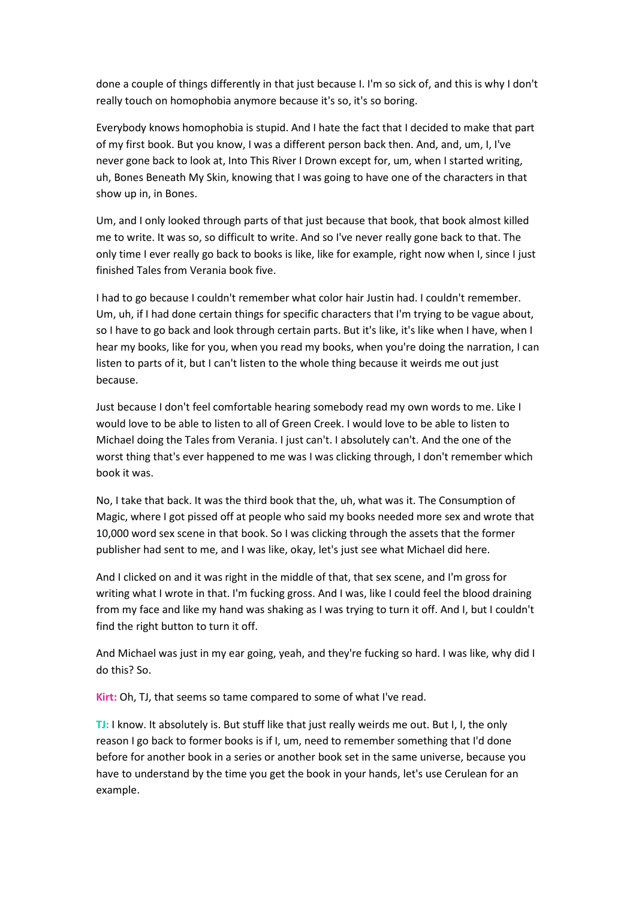done a couple of things differently in that just because I. I'm so sick of, and this is why I don't really touch on homophobia anymore because it's so, it's so boring.

Everybody knows homophobia is stupid. And I hate the fact that I decided to make that part of my first book. But you know, I was a different person back then. And, and, um, I, I've never gone back to look at, Into This River I Drown except for, um, when I started writing, uh, Bones Beneath My Skin, knowing that I was going to have one of the characters in that show up in, in Bones.

Um, and I only looked through parts of that just because that book, that book almost killed me to write. It was so, so difficult to write. And so I've never really gone back to that. The only time I ever really go back to books is like, like for example, right now when I, since I just finished Tales from Verania book five.

I had to go because I couldn't remember what color hair Justin had. I couldn't remember. Um, uh, if I had done certain things for specific characters that I'm trying to be vague about, so I have to go back and look through certain parts. But it's like, it's like when I have, when I hear my books, like for you, when you read my books, when you're doing the narration, I can listen to parts of it, but I can't listen to the whole thing because it weirds me out just because.

Just because I don't feel comfortable hearing somebody read my own words to me. Like I would love to be able to listen to all of Green Creek. I would love to be able to listen to Michael doing the Tales from Verania. I just can't. I absolutely can't. And the one of the worst thing that's ever happened to me was I was clicking through, I don't remember which book it was.

No, I take that back. It was the third book that the, uh, what was it. The Consumption of Magic, where I got pissed off at people who said my books needed more sex and wrote that 10,000 word sex scene in that book. So I was clicking through the assets that the former publisher had sent to me, and I was like, okay, let's just see what Michael did here.

And I clicked on and it was right in the middle of that, that sex scene, and I'm gross for writing what I wrote in that. I'm fucking gross. And I was, like I could feel the blood draining from my face and like my hand was shaking as I was trying to turn it off. And I, but I couldn't find the right button to turn it off.

And Michael was just in my ear going, yeah, and they're fucking so hard. I was like, why did I do this? So.

**Kirt:** Oh, TJ, that seems so tame compared to some of what I've read.

**TJ:** I know. It absolutely is. But stuff like that just really weirds me out. But I, I, the only reason I go back to former books is if I, um, need to remember something that I'd done before for another book in a series or another book set in the same universe, because you have to understand by the time you get the book in your hands, let's use Cerulean for an example.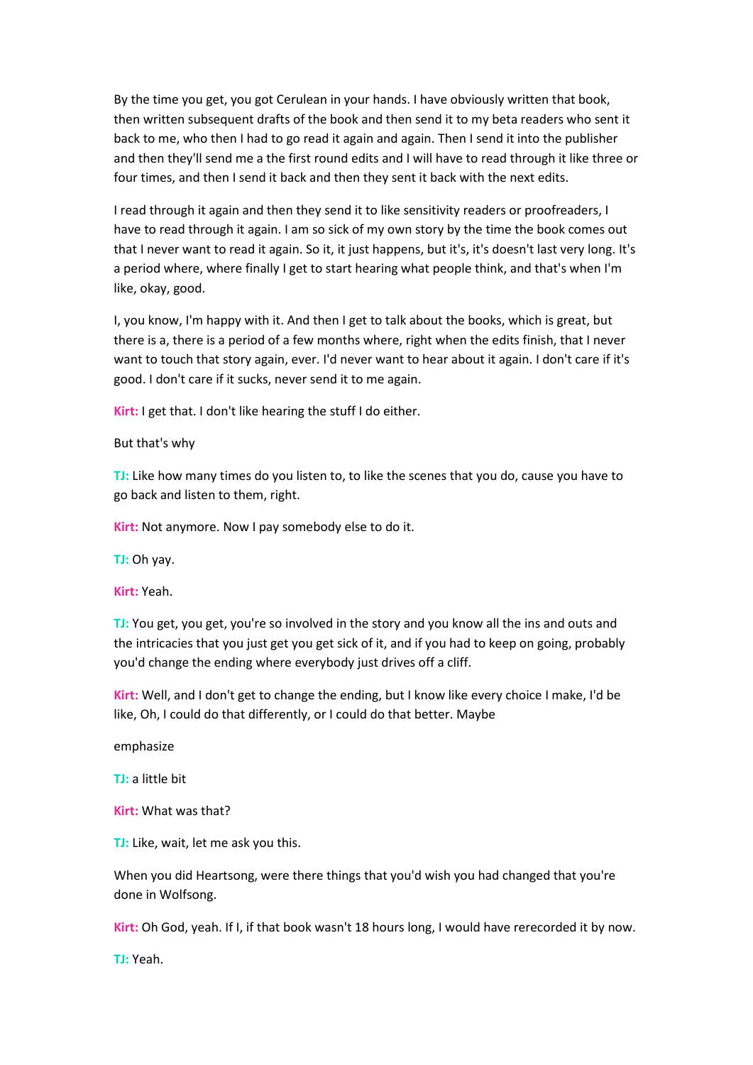By the time you get, you got Cerulean in your hands. I have obviously written that book, then written subsequent drafts of the book and then send it to my beta readers who sent it back to me, who then I had to go read it again and again. Then I send it into the publisher and then they'll send me a the first round edits and I will have to read through it like three or four times, and then I send it back and then they sent it back with the next edits.

I read through it again and then they send it to like sensitivity readers or proofreaders, I have to read through it again. I am so sick of my own story by the time the book comes out that I never want to read it again. So it, it just happens, but it's, it's doesn't last very long. It's a period where, where finally I get to start hearing what people think, and that's when I'm like, okay, good.

I, you know, I'm happy with it. And then I get to talk about the books, which is great, but there is a, there is a period of a few months where, right when the edits finish, that I never want to touch that story again, ever. I'd never want to hear about it again. I don't care if it's good. I don't care if it sucks, never send it to me again.

**Kirt:** I get that. I don't like hearing the stuff I do either.

But that's why

**TJ:** Like how many times do you listen to, to like the scenes that you do, cause you have to go back and listen to them, right.

**Kirt:** Not anymore. Now I pay somebody else to do it.

**TJ:** Oh yay.

**Kirt:** Yeah.

**TJ:** You get, you get, you're so involved in the story and you know all the ins and outs and the intricacies that you just get you get sick of it, and if you had to keep on going, probably you'd change the ending where everybody just drives off a cliff.

**Kirt:** Well, and I don't get to change the ending, but I know like every choice I make, I'd be like, Oh, I could do that differently, or I could do that better. Maybe

emphasize

**TJ:** a little bit

**Kirt:** What was that?

**TJ:** Like, wait, let me ask you this.

When you did Heartsong, were there things that you'd wish you had changed that you're done in Wolfsong.

**Kirt:** Oh God, yeah. If I, if that book wasn't 18 hours long, I would have rerecorded it by now.

**TJ:** Yeah.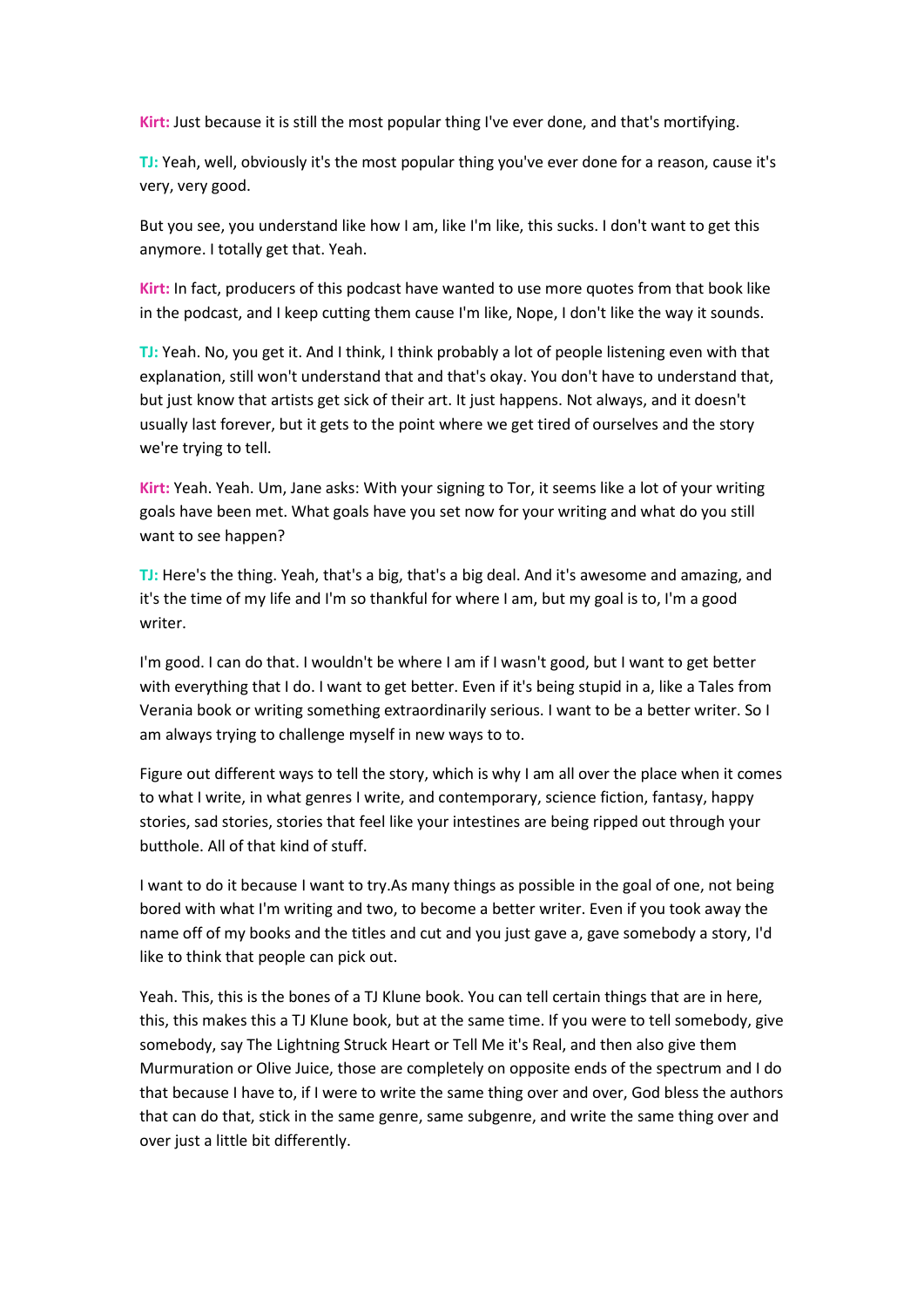**Kirt:** Just because it is still the most popular thing I've ever done, and that's mortifying.

**TJ:** Yeah, well, obviously it's the most popular thing you've ever done for a reason, cause it's very, very good.

But you see, you understand like how I am, like I'm like, this sucks. I don't want to get this anymore. I totally get that. Yeah.

**Kirt:** In fact, producers of this podcast have wanted to use more quotes from that book like in the podcast, and I keep cutting them cause I'm like, Nope, I don't like the way it sounds.

**TJ:** Yeah. No, you get it. And I think, I think probably a lot of people listening even with that explanation, still won't understand that and that's okay. You don't have to understand that, but just know that artists get sick of their art. It just happens. Not always, and it doesn't usually last forever, but it gets to the point where we get tired of ourselves and the story we're trying to tell.

**Kirt:** Yeah. Yeah. Um, Jane asks: With your signing to Tor, it seems like a lot of your writing goals have been met. What goals have you set now for your writing and what do you still want to see happen?

**TJ:** Here's the thing. Yeah, that's a big, that's a big deal. And it's awesome and amazing, and it's the time of my life and I'm so thankful for where I am, but my goal is to, I'm a good writer.

I'm good. I can do that. I wouldn't be where I am if I wasn't good, but I want to get better with everything that I do. I want to get better. Even if it's being stupid in a, like a Tales from Verania book or writing something extraordinarily serious. I want to be a better writer. So I am always trying to challenge myself in new ways to to.

Figure out different ways to tell the story, which is why I am all over the place when it comes to what I write, in what genres I write, and contemporary, science fiction, fantasy, happy stories, sad stories, stories that feel like your intestines are being ripped out through your butthole. All of that kind of stuff.

I want to do it because I want to try.As many things as possible in the goal of one, not being bored with what I'm writing and two, to become a better writer. Even if you took away the name off of my books and the titles and cut and you just gave a, gave somebody a story, I'd like to think that people can pick out.

Yeah. This, this is the bones of a TJ Klune book. You can tell certain things that are in here, this, this makes this a TJ Klune book, but at the same time. If you were to tell somebody, give somebody, say The Lightning Struck Heart or Tell Me it's Real, and then also give them Murmuration or Olive Juice, those are completely on opposite ends of the spectrum and I do that because I have to, if I were to write the same thing over and over, God bless the authors that can do that, stick in the same genre, same subgenre, and write the same thing over and over just a little bit differently.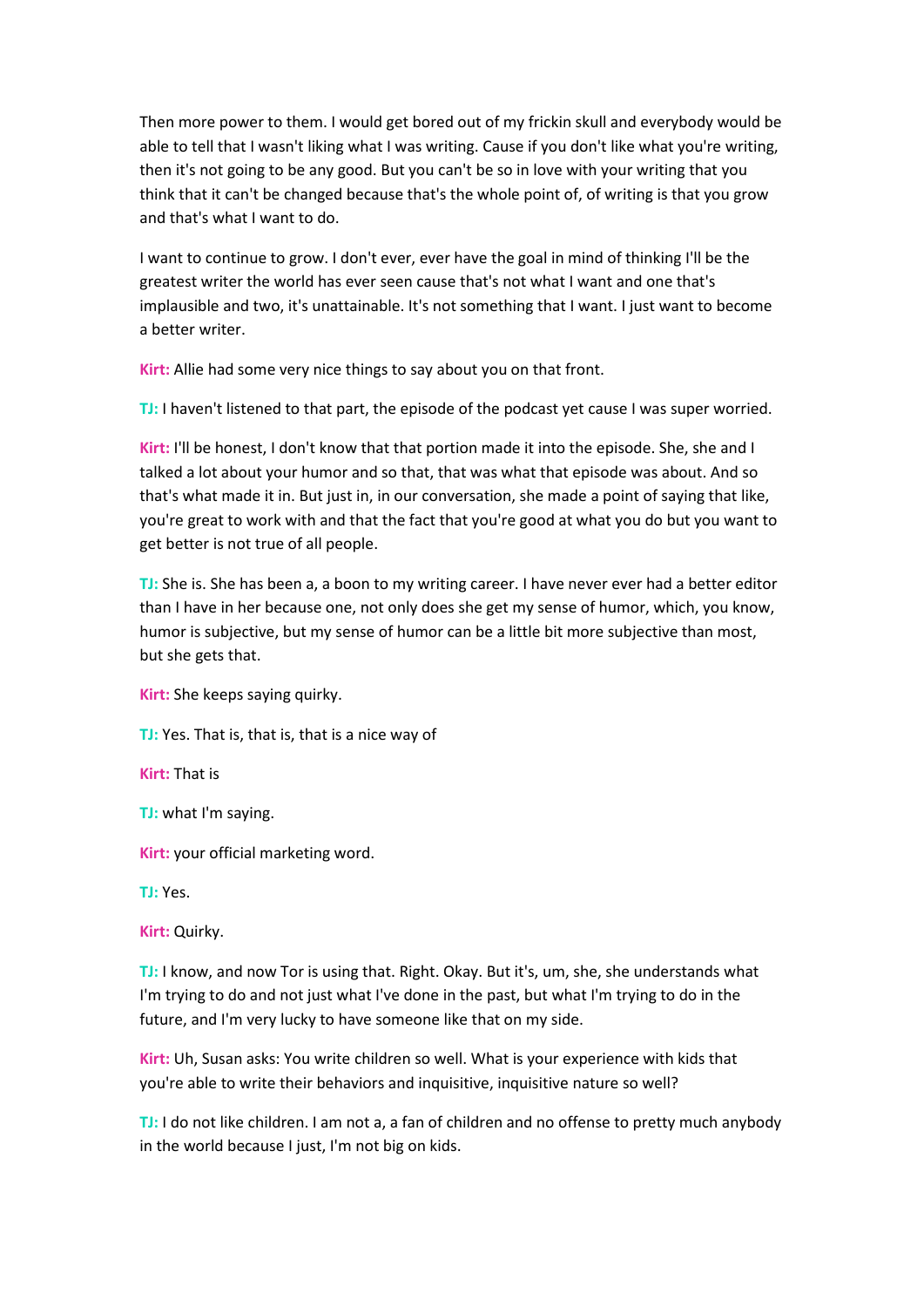Then more power to them. I would get bored out of my frickin skull and everybody would be able to tell that I wasn't liking what I was writing. Cause if you don't like what you're writing, then it's not going to be any good. But you can't be so in love with your writing that you think that it can't be changed because that's the whole point of, of writing is that you grow and that's what I want to do.

I want to continue to grow. I don't ever, ever have the goal in mind of thinking I'll be the greatest writer the world has ever seen cause that's not what I want and one that's implausible and two, it's unattainable. It's not something that I want. I just want to become a better writer.

**Kirt:** Allie had some very nice things to say about you on that front.

**TJ:** I haven't listened to that part, the episode of the podcast yet cause I was super worried.

**Kirt:** I'll be honest, I don't know that that portion made it into the episode. She, she and I talked a lot about your humor and so that, that was what that episode was about. And so that's what made it in. But just in, in our conversation, she made a point of saying that like, you're great to work with and that the fact that you're good at what you do but you want to get better is not true of all people.

**TJ:** She is. She has been a, a boon to my writing career. I have never ever had a better editor than I have in her because one, not only does she get my sense of humor, which, you know, humor is subjective, but my sense of humor can be a little bit more subjective than most, but she gets that.

**Kirt:** She keeps saying quirky.

**TJ:** Yes. That is, that is, that is a nice way of

**Kirt:** That is

**TJ:** what I'm saying.

**Kirt:** your official marketing word.

**TJ:** Yes.

**Kirt:** Quirky.

**TJ:** I know, and now Tor is using that. Right. Okay. But it's, um, she, she understands what I'm trying to do and not just what I've done in the past, but what I'm trying to do in the future, and I'm very lucky to have someone like that on my side.

**Kirt:** Uh, Susan asks: You write children so well. What is your experience with kids that you're able to write their behaviors and inquisitive, inquisitive nature so well?

**TJ:** I do not like children. I am not a, a fan of children and no offense to pretty much anybody in the world because I just, I'm not big on kids.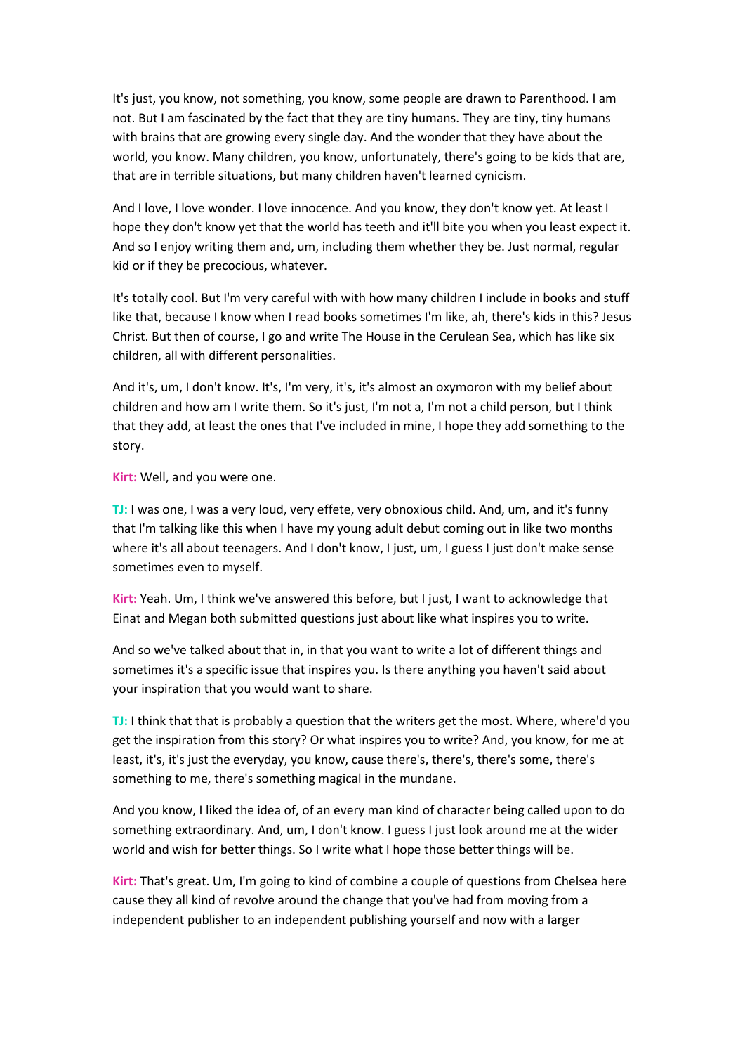It's just, you know, not something, you know, some people are drawn to Parenthood. I am not. But I am fascinated by the fact that they are tiny humans. They are tiny, tiny humans with brains that are growing every single day. And the wonder that they have about the world, you know. Many children, you know, unfortunately, there's going to be kids that are, that are in terrible situations, but many children haven't learned cynicism.

And I love, I love wonder. I love innocence. And you know, they don't know yet. At least I hope they don't know yet that the world has teeth and it'll bite you when you least expect it. And so I enjoy writing them and, um, including them whether they be. Just normal, regular kid or if they be precocious, whatever.

It's totally cool. But I'm very careful with with how many children I include in books and stuff like that, because I know when I read books sometimes I'm like, ah, there's kids in this? Jesus Christ. But then of course, I go and write The House in the Cerulean Sea, which has like six children, all with different personalities.

And it's, um, I don't know. It's, I'm very, it's, it's almost an oxymoron with my belief about children and how am I write them. So it's just, I'm not a, I'm not a child person, but I think that they add, at least the ones that I've included in mine, I hope they add something to the story.

**Kirt:** Well, and you were one.

**TJ:** I was one, I was a very loud, very effete, very obnoxious child. And, um, and it's funny that I'm talking like this when I have my young adult debut coming out in like two months where it's all about teenagers. And I don't know, I just, um, I guess I just don't make sense sometimes even to myself.

**Kirt:** Yeah. Um, I think we've answered this before, but I just, I want to acknowledge that Einat and Megan both submitted questions just about like what inspires you to write.

And so we've talked about that in, in that you want to write a lot of different things and sometimes it's a specific issue that inspires you. Is there anything you haven't said about your inspiration that you would want to share.

**TJ:** I think that that is probably a question that the writers get the most. Where, where'd you get the inspiration from this story? Or what inspires you to write? And, you know, for me at least, it's, it's just the everyday, you know, cause there's, there's, there's some, there's something to me, there's something magical in the mundane.

And you know, I liked the idea of, of an every man kind of character being called upon to do something extraordinary. And, um, I don't know. I guess I just look around me at the wider world and wish for better things. So I write what I hope those better things will be.

**Kirt:** That's great. Um, I'm going to kind of combine a couple of questions from Chelsea here cause they all kind of revolve around the change that you've had from moving from a independent publisher to an independent publishing yourself and now with a larger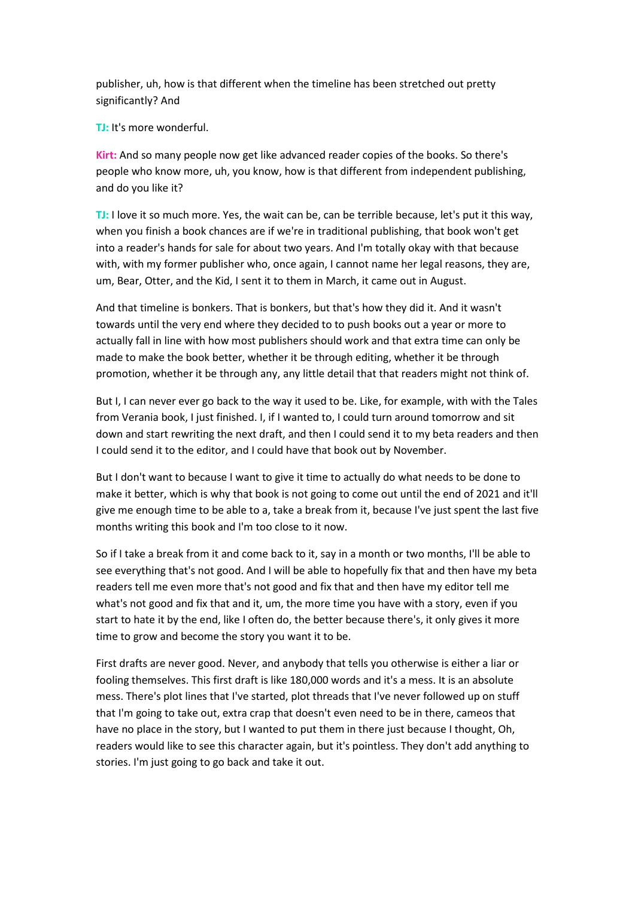publisher, uh, how is that different when the timeline has been stretched out pretty significantly? And

**TJ:** It's more wonderful.

**Kirt:** And so many people now get like advanced reader copies of the books. So there's people who know more, uh, you know, how is that different from independent publishing, and do you like it?

**TJ:** I love it so much more. Yes, the wait can be, can be terrible because, let's put it this way, when you finish a book chances are if we're in traditional publishing, that book won't get into a reader's hands for sale for about two years. And I'm totally okay with that because with, with my former publisher who, once again, I cannot name her legal reasons, they are, um, Bear, Otter, and the Kid, I sent it to them in March, it came out in August.

And that timeline is bonkers. That is bonkers, but that's how they did it. And it wasn't towards until the very end where they decided to to push books out a year or more to actually fall in line with how most publishers should work and that extra time can only be made to make the book better, whether it be through editing, whether it be through promotion, whether it be through any, any little detail that that readers might not think of.

But I, I can never ever go back to the way it used to be. Like, for example, with with the Tales from Verania book, I just finished. I, if I wanted to, I could turn around tomorrow and sit down and start rewriting the next draft, and then I could send it to my beta readers and then I could send it to the editor, and I could have that book out by November.

But I don't want to because I want to give it time to actually do what needs to be done to make it better, which is why that book is not going to come out until the end of 2021 and it'll give me enough time to be able to a, take a break from it, because I've just spent the last five months writing this book and I'm too close to it now.

So if I take a break from it and come back to it, say in a month or two months, I'll be able to see everything that's not good. And I will be able to hopefully fix that and then have my beta readers tell me even more that's not good and fix that and then have my editor tell me what's not good and fix that and it, um, the more time you have with a story, even if you start to hate it by the end, like I often do, the better because there's, it only gives it more time to grow and become the story you want it to be.

First drafts are never good. Never, and anybody that tells you otherwise is either a liar or fooling themselves. This first draft is like 180,000 words and it's a mess. It is an absolute mess. There's plot lines that I've started, plot threads that I've never followed up on stuff that I'm going to take out, extra crap that doesn't even need to be in there, cameos that have no place in the story, but I wanted to put them in there just because I thought, Oh, readers would like to see this character again, but it's pointless. They don't add anything to stories. I'm just going to go back and take it out.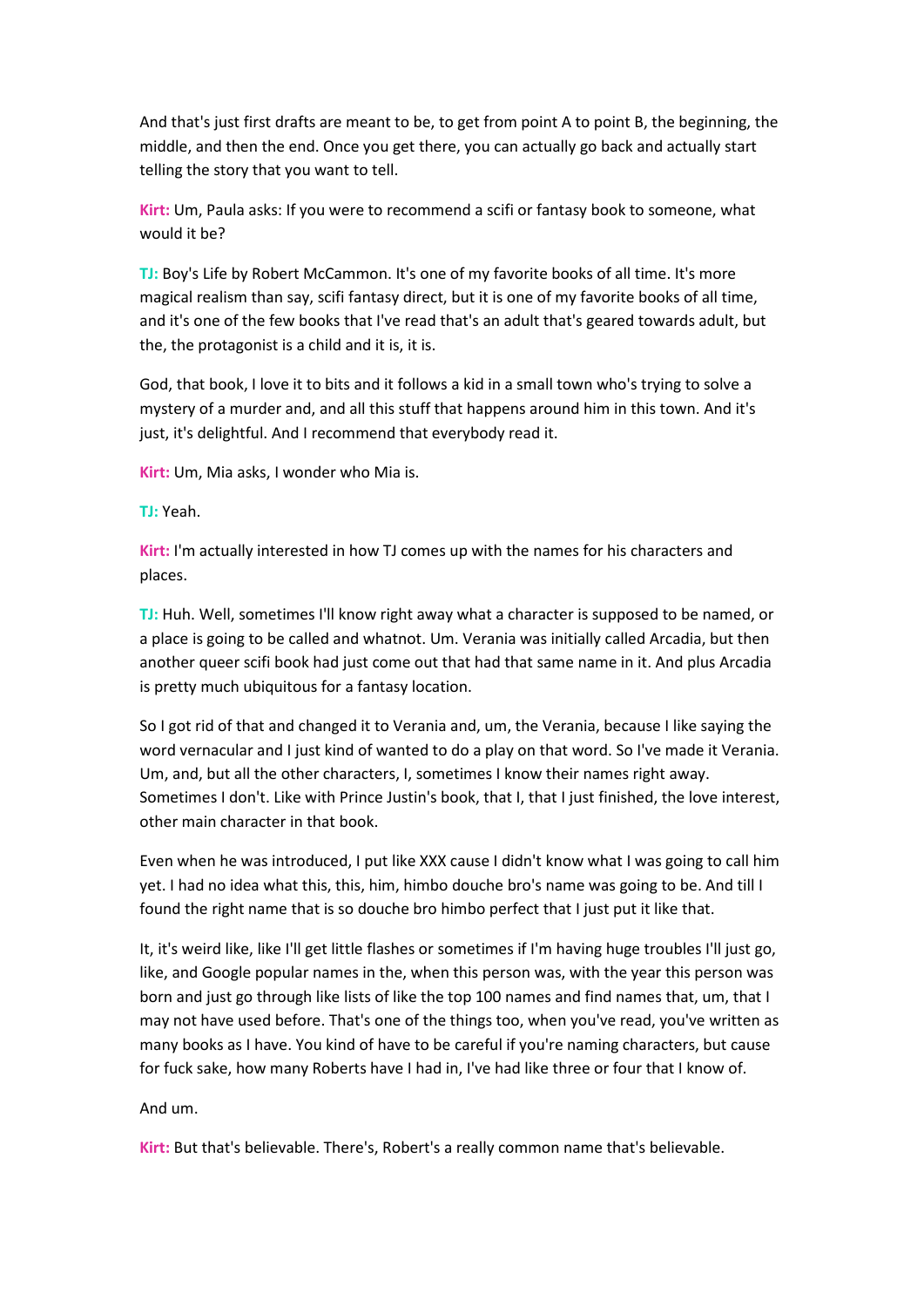And that's just first drafts are meant to be, to get from point A to point B, the beginning, the middle, and then the end. Once you get there, you can actually go back and actually start telling the story that you want to tell.

**Kirt:** Um, Paula asks: If you were to recommend a scifi or fantasy book to someone, what would it be?

**TJ:** Boy's Life by Robert McCammon. It's one of my favorite books of all time. It's more magical realism than say, scifi fantasy direct, but it is one of my favorite books of all time, and it's one of the few books that I've read that's an adult that's geared towards adult, but the, the protagonist is a child and it is, it is.

God, that book, I love it to bits and it follows a kid in a small town who's trying to solve a mystery of a murder and, and all this stuff that happens around him in this town. And it's just, it's delightful. And I recommend that everybody read it.

**Kirt:** Um, Mia asks, I wonder who Mia is.

**TJ:** Yeah.

**Kirt:** I'm actually interested in how TJ comes up with the names for his characters and places.

**TJ:** Huh. Well, sometimes I'll know right away what a character is supposed to be named, or a place is going to be called and whatnot. Um. Verania was initially called Arcadia, but then another queer scifi book had just come out that had that same name in it. And plus Arcadia is pretty much ubiquitous for a fantasy location.

So I got rid of that and changed it to Verania and, um, the Verania, because I like saying the word vernacular and I just kind of wanted to do a play on that word. So I've made it Verania. Um, and, but all the other characters, I, sometimes I know their names right away. Sometimes I don't. Like with Prince Justin's book, that I, that I just finished, the love interest, other main character in that book.

Even when he was introduced, I put like XXX cause I didn't know what I was going to call him yet. I had no idea what this, this, him, himbo douche bro's name was going to be. And till I found the right name that is so douche bro himbo perfect that I just put it like that.

It, it's weird like, like I'll get little flashes or sometimes if I'm having huge troubles I'll just go, like, and Google popular names in the, when this person was, with the year this person was born and just go through like lists of like the top 100 names and find names that, um, that I may not have used before. That's one of the things too, when you've read, you've written as many books as I have. You kind of have to be careful if you're naming characters, but cause for fuck sake, how many Roberts have I had in, I've had like three or four that I know of.

And um.

**Kirt:** But that's believable. There's, Robert's a really common name that's believable.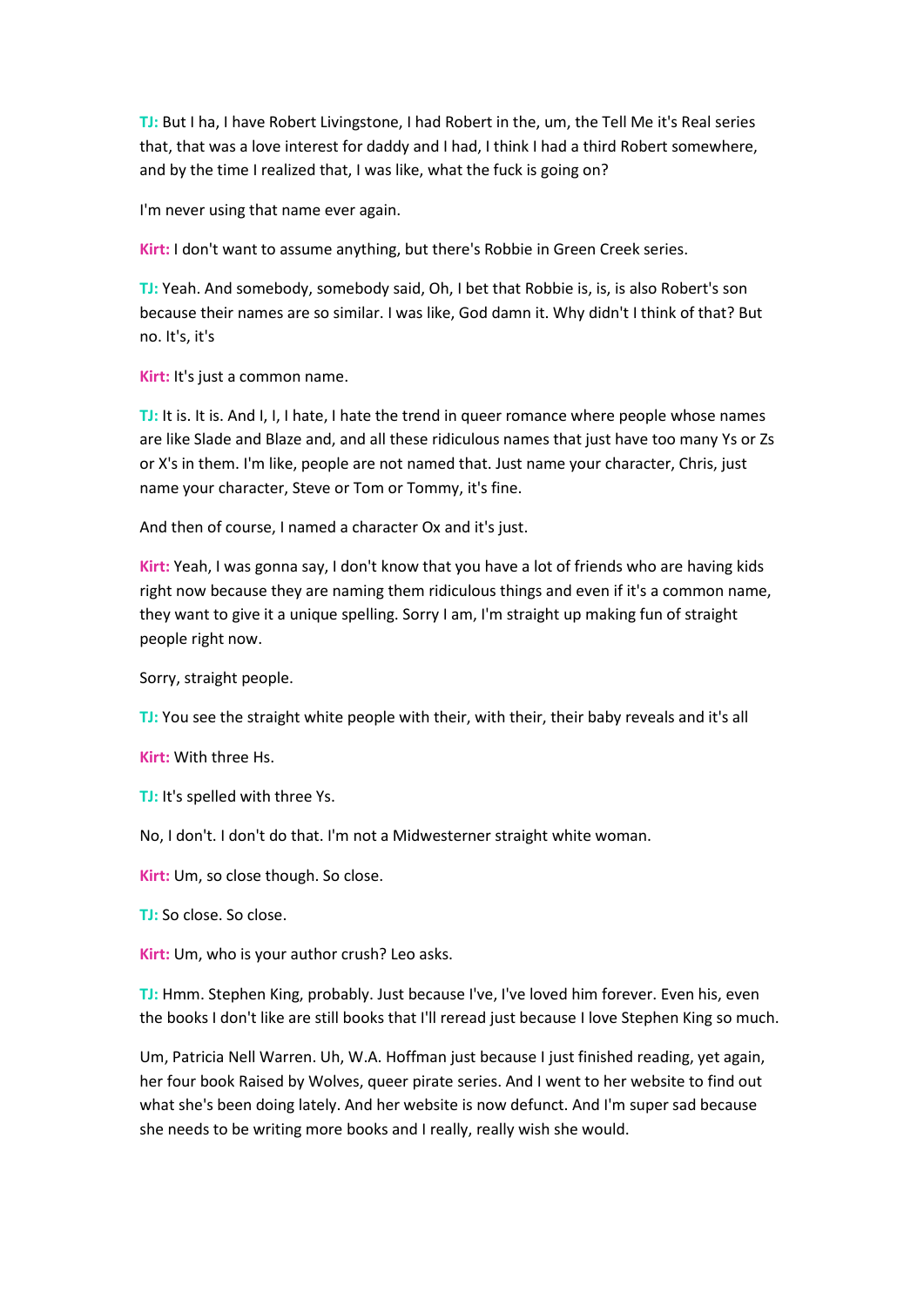**TJ:** But I ha, I have Robert Livingstone, I had Robert in the, um, the Tell Me it's Real series that, that was a love interest for daddy and I had, I think I had a third Robert somewhere, and by the time I realized that, I was like, what the fuck is going on?

I'm never using that name ever again.

**Kirt:** I don't want to assume anything, but there's Robbie in Green Creek series.

**TJ:** Yeah. And somebody, somebody said, Oh, I bet that Robbie is, is, is also Robert's son because their names are so similar. I was like, God damn it. Why didn't I think of that? But no. It's, it's

**Kirt:** It's just a common name.

**TJ:** It is. It is. And I, I, I hate, I hate the trend in queer romance where people whose names are like Slade and Blaze and, and all these ridiculous names that just have too many Ys or Zs or X's in them. I'm like, people are not named that. Just name your character, Chris, just name your character, Steve or Tom or Tommy, it's fine.

And then of course, I named a character Ox and it's just.

**Kirt:** Yeah, I was gonna say, I don't know that you have a lot of friends who are having kids right now because they are naming them ridiculous things and even if it's a common name, they want to give it a unique spelling. Sorry I am, I'm straight up making fun of straight people right now.

Sorry, straight people.

**TJ:** You see the straight white people with their, with their, their baby reveals and it's all

**Kirt:** With three Hs.

**TJ:** It's spelled with three Ys.

No, I don't. I don't do that. I'm not a Midwesterner straight white woman.

**Kirt:** Um, so close though. So close.

**TJ:** So close. So close.

**Kirt:** Um, who is your author crush? Leo asks.

**TJ:** Hmm. Stephen King, probably. Just because I've, I've loved him forever. Even his, even the books I don't like are still books that I'll reread just because I love Stephen King so much.

Um, Patricia Nell Warren. Uh, W.A. Hoffman just because I just finished reading, yet again, her four book Raised by Wolves, queer pirate series. And I went to her website to find out what she's been doing lately. And her website is now defunct. And I'm super sad because she needs to be writing more books and I really, really wish she would.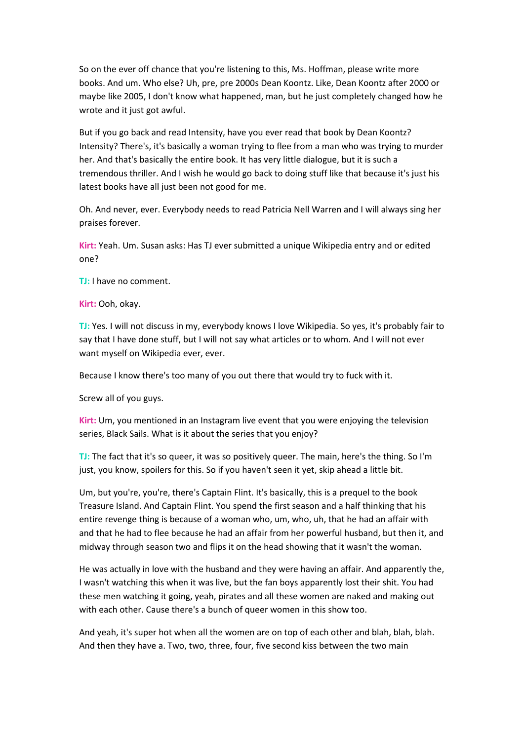So on the ever off chance that you're listening to this, Ms. Hoffman, please write more books. And um. Who else? Uh, pre, pre 2000s Dean Koontz. Like, Dean Koontz after 2000 or maybe like 2005, I don't know what happened, man, but he just completely changed how he wrote and it just got awful.

But if you go back and read Intensity, have you ever read that book by Dean Koontz? Intensity? There's, it's basically a woman trying to flee from a man who was trying to murder her. And that's basically the entire book. It has very little dialogue, but it is such a tremendous thriller. And I wish he would go back to doing stuff like that because it's just his latest books have all just been not good for me.

Oh. And never, ever. Everybody needs to read Patricia Nell Warren and I will always sing her praises forever.

**Kirt:** Yeah. Um. Susan asks: Has TJ ever submitted a unique Wikipedia entry and or edited one?

**TJ:** I have no comment.

**Kirt:** Ooh, okay.

**TJ:** Yes. I will not discuss in my, everybody knows I love Wikipedia. So yes, it's probably fair to say that I have done stuff, but I will not say what articles or to whom. And I will not ever want myself on Wikipedia ever, ever.

Because I know there's too many of you out there that would try to fuck with it.

Screw all of you guys.

**Kirt:** Um, you mentioned in an Instagram live event that you were enjoying the television series, Black Sails. What is it about the series that you enjoy?

**TJ:** The fact that it's so queer, it was so positively queer. The main, here's the thing. So I'm just, you know, spoilers for this. So if you haven't seen it yet, skip ahead a little bit.

Um, but you're, you're, there's Captain Flint. It's basically, this is a prequel to the book Treasure Island. And Captain Flint. You spend the first season and a half thinking that his entire revenge thing is because of a woman who, um, who, uh, that he had an affair with and that he had to flee because he had an affair from her powerful husband, but then it, and midway through season two and flips it on the head showing that it wasn't the woman.

He was actually in love with the husband and they were having an affair. And apparently the, I wasn't watching this when it was live, but the fan boys apparently lost their shit. You had these men watching it going, yeah, pirates and all these women are naked and making out with each other. Cause there's a bunch of queer women in this show too.

And yeah, it's super hot when all the women are on top of each other and blah, blah, blah. And then they have a. Two, two, three, four, five second kiss between the two main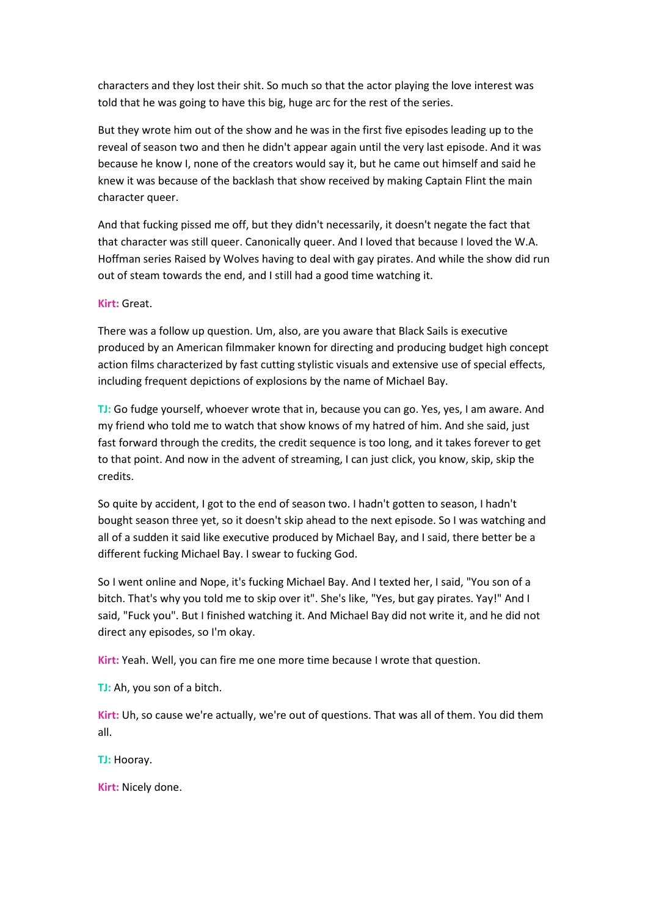characters and they lost their shit. So much so that the actor playing the love interest was told that he was going to have this big, huge arc for the rest of the series.

But they wrote him out of the show and he was in the first five episodes leading up to the reveal of season two and then he didn't appear again until the very last episode. And it was because he know I, none of the creators would say it, but he came out himself and said he knew it was because of the backlash that show received by making Captain Flint the main character queer.

And that fucking pissed me off, but they didn't necessarily, it doesn't negate the fact that that character was still queer. Canonically queer. And I loved that because I loved the W.A. Hoffman series Raised by Wolves having to deal with gay pirates. And while the show did run out of steam towards the end, and I still had a good time watching it.

**Kirt:** Great.

There was a follow up question. Um, also, are you aware that Black Sails is executive produced by an American filmmaker known for directing and producing budget high concept action films characterized by fast cutting stylistic visuals and extensive use of special effects, including frequent depictions of explosions by the name of Michael Bay.

**TJ:** Go fudge yourself, whoever wrote that in, because you can go. Yes, yes, I am aware. And my friend who told me to watch that show knows of my hatred of him. And she said, just fast forward through the credits, the credit sequence is too long, and it takes forever to get to that point. And now in the advent of streaming, I can just click, you know, skip, skip the credits.

So quite by accident, I got to the end of season two. I hadn't gotten to season, I hadn't bought season three yet, so it doesn't skip ahead to the next episode. So I was watching and all of a sudden it said like executive produced by Michael Bay, and I said, there better be a different fucking Michael Bay. I swear to fucking God.

So I went online and Nope, it's fucking Michael Bay. And I texted her, I said, "You son of a bitch. That's why you told me to skip over it". She's like, "Yes, but gay pirates. Yay!" And I said, "Fuck you". But I finished watching it. And Michael Bay did not write it, and he did not direct any episodes, so I'm okay.

**Kirt:** Yeah. Well, you can fire me one more time because I wrote that question.

**TJ:** Ah, you son of a bitch.

**Kirt:** Uh, so cause we're actually, we're out of questions. That was all of them. You did them all.

**TJ:** Hooray.

**Kirt:** Nicely done.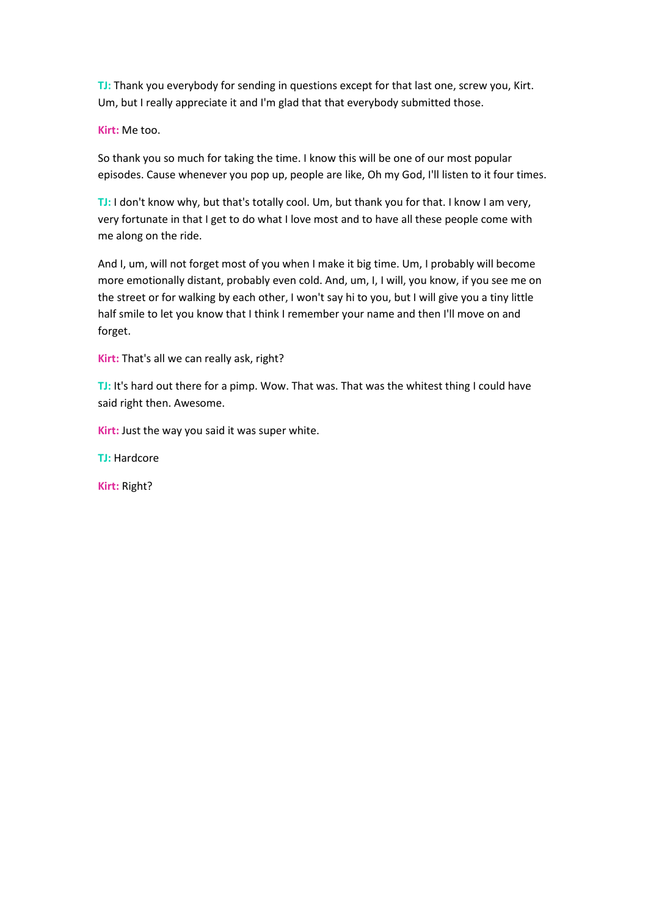**TJ:** Thank you everybody for sending in questions except for that last one, screw you, Kirt. Um, but I really appreciate it and I'm glad that that everybody submitted those.

**Kirt:** Me too.

So thank you so much for taking the time. I know this will be one of our most popular episodes. Cause whenever you pop up, people are like, Oh my God, I'll listen to it four times.

**TJ:** I don't know why, but that's totally cool. Um, but thank you for that. I know I am very, very fortunate in that I get to do what I love most and to have all these people come with me along on the ride.

And I, um, will not forget most of you when I make it big time. Um, I probably will become more emotionally distant, probably even cold. And, um, I, I will, you know, if you see me on the street or for walking by each other, I won't say hi to you, but I will give you a tiny little half smile to let you know that I think I remember your name and then I'll move on and forget.

**Kirt:** That's all we can really ask, right?

**TJ:** It's hard out there for a pimp. Wow. That was. That was the whitest thing I could have said right then. Awesome.

**Kirt:** Just the way you said it was super white.

**TJ:** Hardcore

**Kirt:** Right?